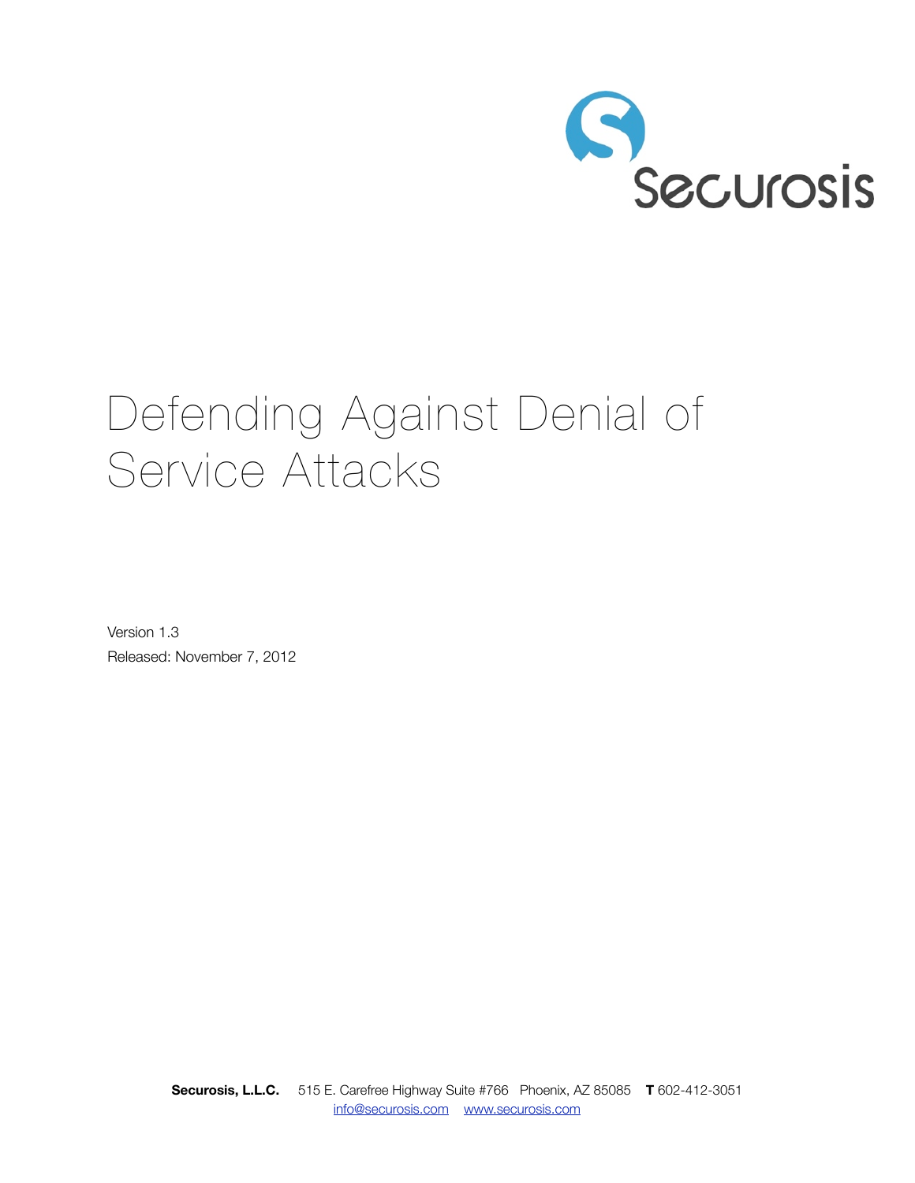Securosis

# Defending Against Denial of Service Attacks

Version 1.3

Released: November 7, 2012

**Securosis, L.L.C.** 515 E. Carefree Highway Suite #766 Phoenix, AZ 85085 **T** 602-412-3051
info@securosis.com www.securosis.com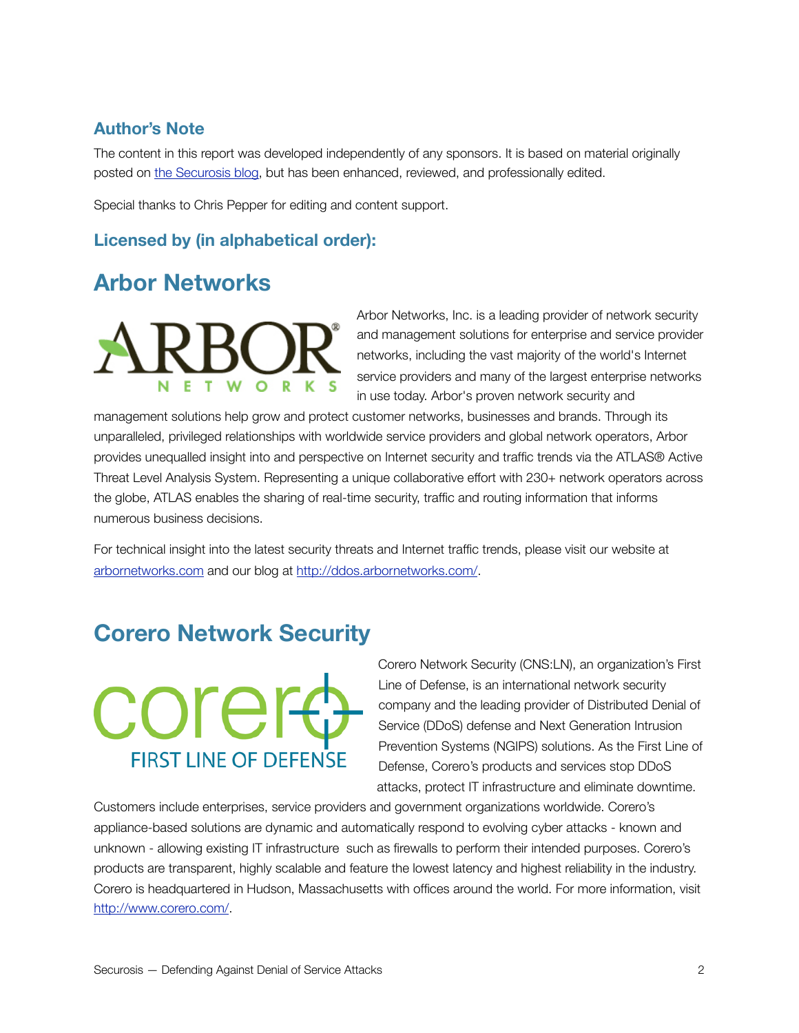### Author's Note

The content in this report was developed independently of any sponsors. It is based on material originally posted on [the Securosis blog](), but has been enhanced, reviewed, and professionally edited.

Special thanks to Chris Pepper for editing and content support.

### Licensed by (in alphabetical order):

## Arbor Networks

Arbor Networks, Inc. is a leading provider of network security and management solutions for enterprise and service provider networks, including the vast majority of the world's Internet service providers and many of the largest enterprise networks in use today. Arbor's proven network security and management solutions help grow and protect customer networks, businesses and brands. Through its unparalleled, privileged relationships with worldwide service providers and global network operators, Arbor provides unequalled insight into and perspective on Internet security and traffic trends via the ATLAS® Active Threat Level Analysis System. Representing a unique collaborative effort with 230+ network operators across the globe, ATLAS enables the sharing of real-time security, traffic and routing information that informs numerous business decisions.

For technical insight into the latest security threats and Internet traffic trends, please visit our website at arbornetworks.com and our blog at http://ddos.arbornetworks.com/.

## Corero Network Security

Corero Network Security (CNS:LN), an organization's First Line of Defense, is an international network security company and the leading provider of Distributed Denial of Service (DDoS) defense and Next Generation Intrusion Prevention Systems (NGIPS) solutions. As the First Line of Defense, Corero's products and services stop DDoS attacks, protect IT infrastructure and eliminate downtime. Customers include enterprises, service providers and government organizations worldwide. Corero's appliance-based solutions are dynamic and automatically respond to evolving cyber attacks - known and unknown - allowing existing IT infrastructure such as firewalls to perform their intended purposes. Corero's products are transparent, highly scalable and feature the lowest latency and highest reliability in the industry. Corero is headquartered in Hudson, Massachusetts with offices around the world. For more information, visit http://www.corero.com/.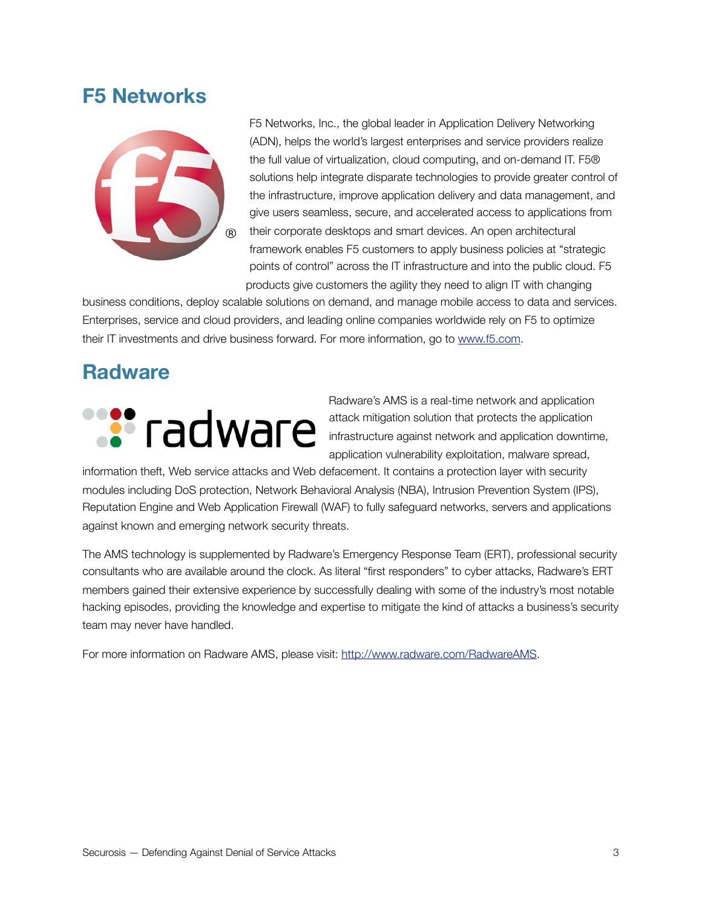## F5 Networks

F5 Networks, Inc., the global leader in Application Delivery Networking (ADN), helps the world's largest enterprises and service providers realize the full value of virtualization, cloud computing, and on-demand IT. F5® solutions help integrate disparate technologies to provide greater control of the infrastructure, improve application delivery and data management, and give users seamless, secure, and accelerated access to applications from their corporate desktops and smart devices. An open architectural framework enables F5 customers to apply business policies at "strategic points of control" across the IT infrastructure and into the public cloud. F5 products give customers the agility they need to align IT with changing business conditions, deploy scalable solutions on demand, and manage mobile access to data and services. Enterprises, service and cloud providers, and leading online companies worldwide rely on F5 to optimize their IT investments and drive business forward. For more information, go to [www.f5.com](http://www.f5.com).

## Radware

Radware's AMS is a real-time network and application attack mitigation solution that protects the application infrastructure against network and application downtime, application vulnerability exploitation, malware spread, information theft, Web service attacks and Web defacement. It contains a protection layer with security modules including DoS protection, Network Behavioral Analysis (NBA), Intrusion Prevention System (IPS), Reputation Engine and Web Application Firewall (WAF) to fully safeguard networks, servers and applications against known and emerging network security threats.

The AMS technology is supplemented by Radware's Emergency Response Team (ERT), professional security consultants who are available around the clock. As literal "first responders" to cyber attacks, Radware's ERT members gained their extensive experience by successfully dealing with some of the industry's most notable hacking episodes, providing the knowledge and expertise to mitigate the kind of attacks a business's security team may never have handled.

For more information on Radware AMS, please visit: [http://www.radware.com/RadwareAMS](http://www.radware.com/RadwareAMS).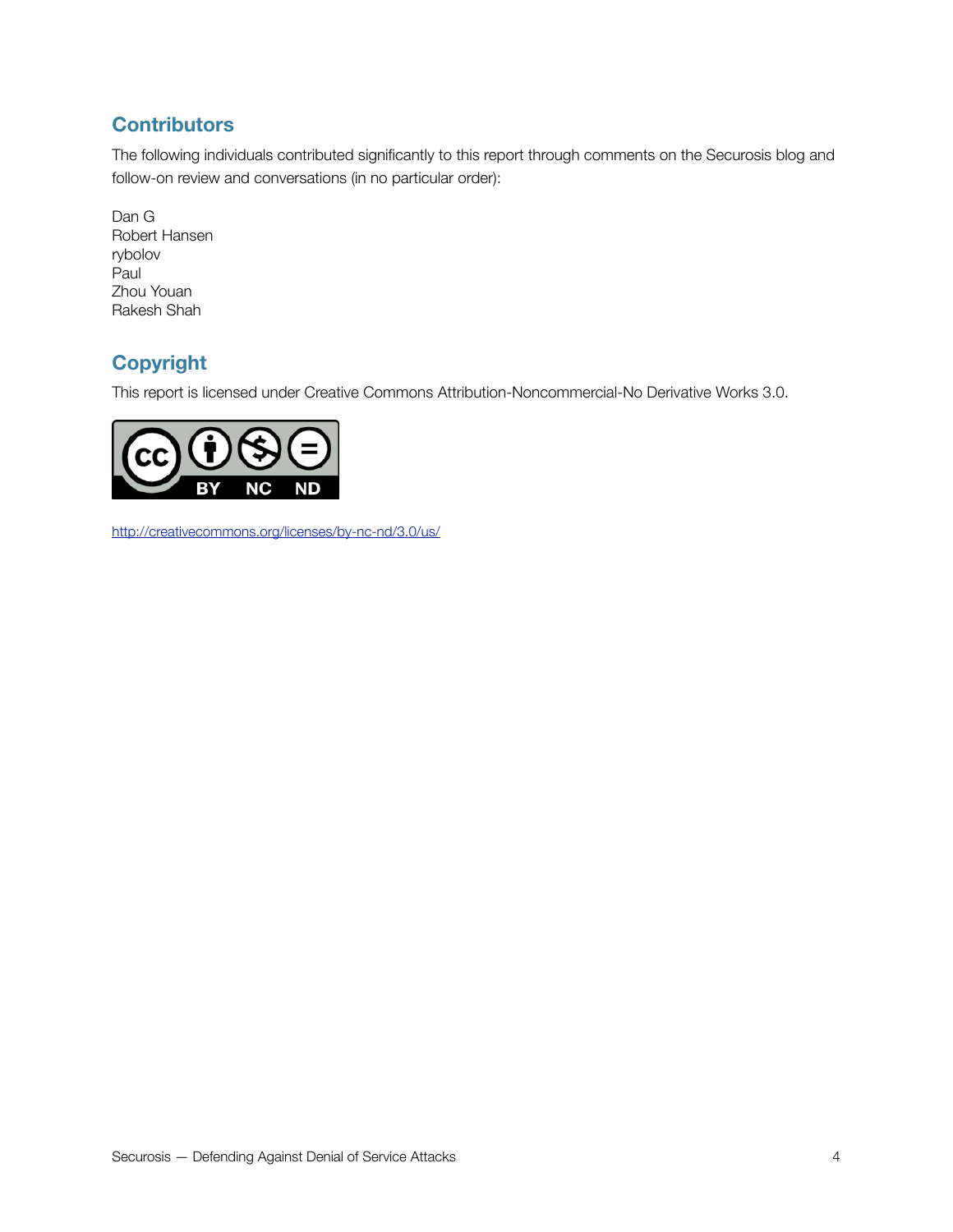## Contributors

The following individuals contributed significantly to this report through comments on the Securosis blog and follow-on review and conversations (in no particular order):

Dan G
Robert Hansen
rybolov
Paul
Zhou Youan
Rakesh Shah

## Copyright

This report is licensed under Creative Commons Attribution-Noncommercial-No Derivative Works 3.0.

http://creativecommons.org/licenses/by-nc-nd/3.0/us/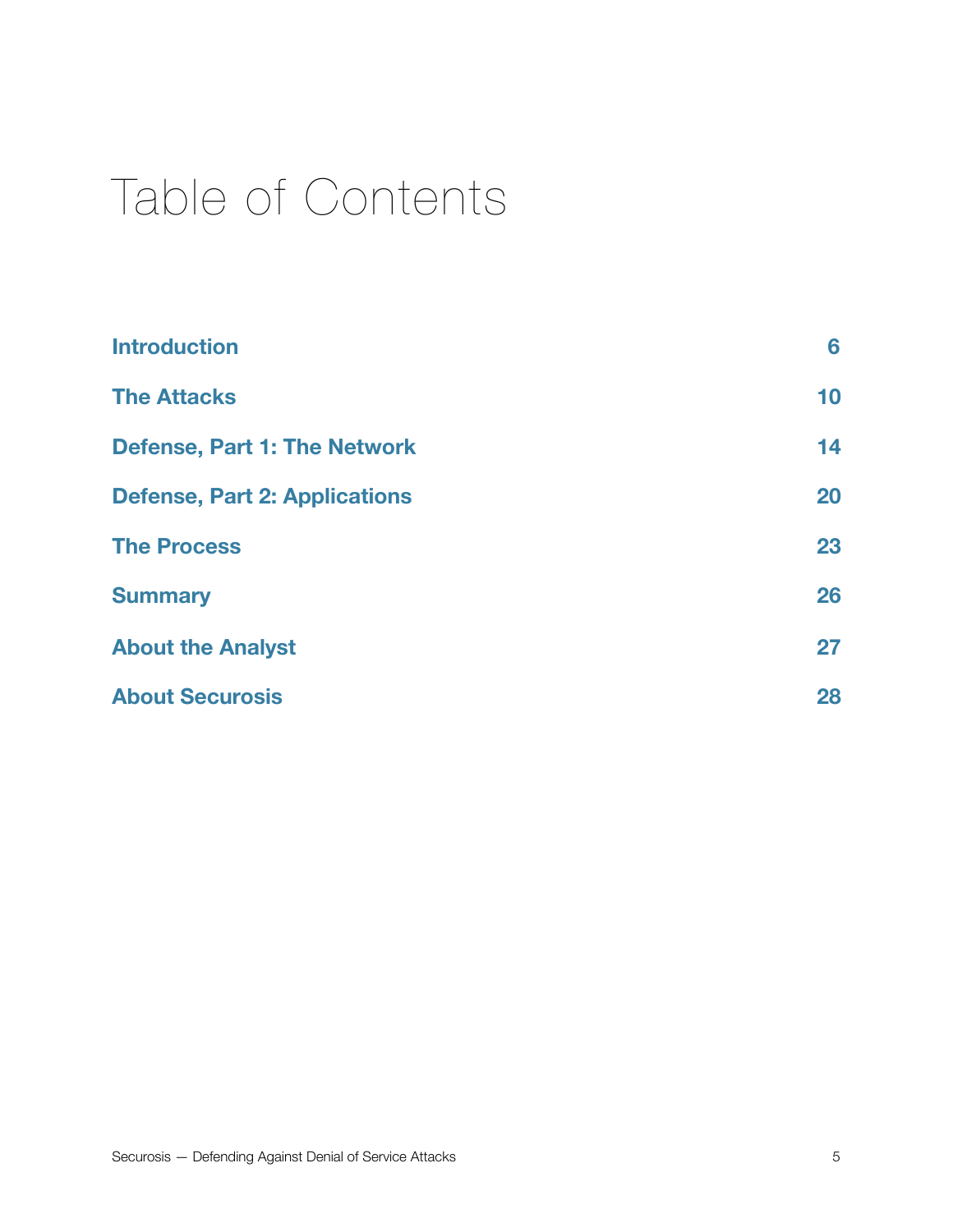# Table of Contents

| | |
|---|---|
| **Introduction** | **6** |
| **The Attacks** | **10** |
| **Defense, Part 1: The Network** | **14** |
| **Defense, Part 2: Applications** | **20** |
| **The Process** | **23** |
| **Summary** | **26** |
| **About the Analyst** | **27** |
| **About Securosis** | **28** |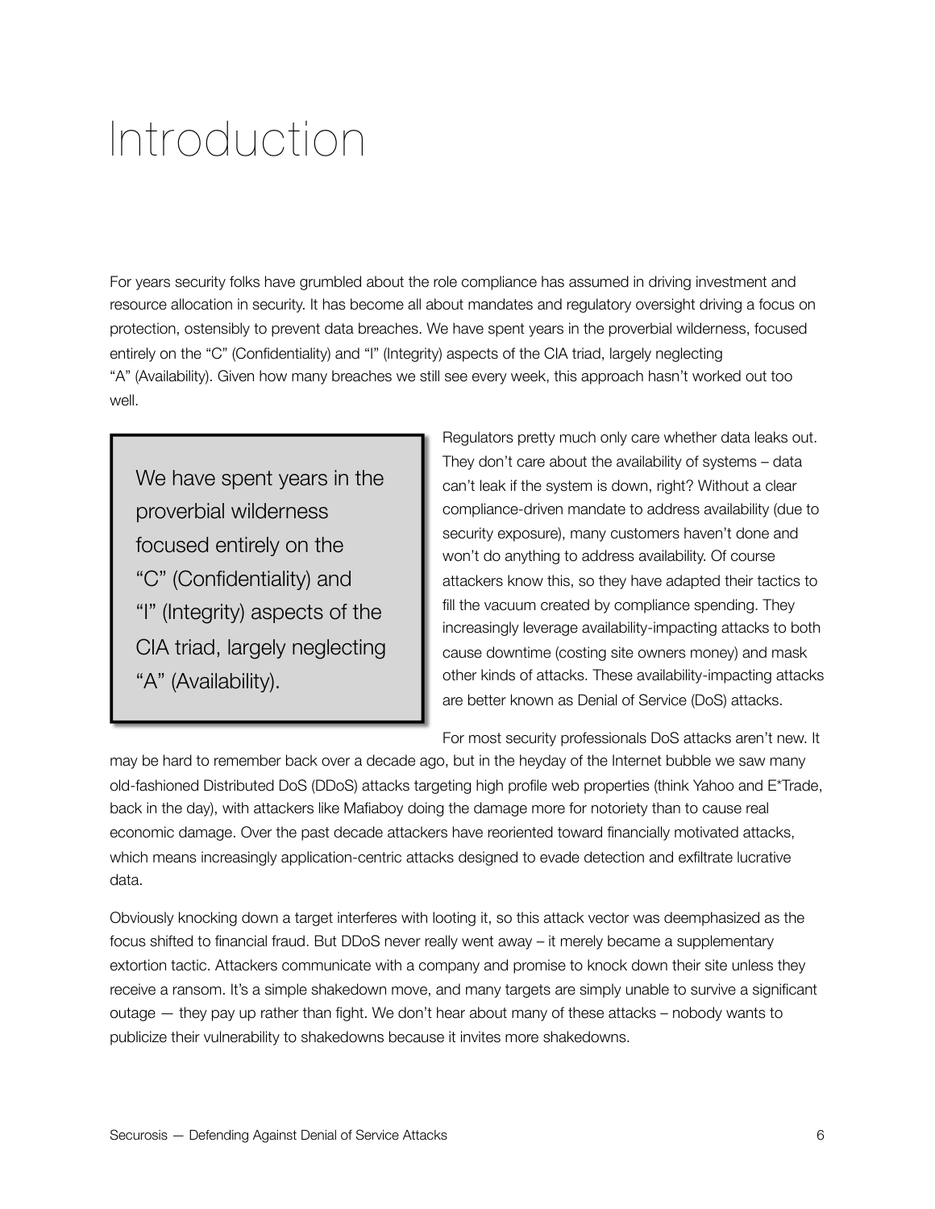# Introduction

For years security folks have grumbled about the role compliance has assumed in driving investment and resource allocation in security. It has become all about mandates and regulatory oversight driving a focus on protection, ostensibly to prevent data breaches. We have spent years in the proverbial wilderness, focused entirely on the "C" (Confidentiality) and "I" (Integrity) aspects of the CIA triad, largely neglecting "A" (Availability). Given how many breaches we still see every week, this approach hasn't worked out too well.

> We have spent years in the proverbial wilderness focused entirely on the "C" (Confidentiality) and "I" (Integrity) aspects of the CIA triad, largely neglecting "A" (Availability).

Regulators pretty much only care whether data leaks out. They don't care about the availability of systems – data can't leak if the system is down, right? Without a clear compliance-driven mandate to address availability (due to security exposure), many customers haven't done and won't do anything to address availability. Of course attackers know this, so they have adapted their tactics to fill the vacuum created by compliance spending. They increasingly leverage availability-impacting attacks to both cause downtime (costing site owners money) and mask other kinds of attacks. These availability-impacting attacks are better known as Denial of Service (DoS) attacks.

For most security professionals DoS attacks aren't new. It may be hard to remember back over a decade ago, but in the heyday of the Internet bubble we saw many old-fashioned Distributed DoS (DDoS) attacks targeting high profile web properties (think Yahoo and E*Trade, back in the day), with attackers like Mafiaboy doing the damage more for notoriety than to cause real economic damage. Over the past decade attackers have reoriented toward financially motivated attacks, which means increasingly application-centric attacks designed to evade detection and exfiltrate lucrative data.

Obviously knocking down a target interferes with looting it, so this attack vector was deemphasized as the focus shifted to financial fraud. But DDoS never really went away – it merely became a supplementary extortion tactic. Attackers communicate with a company and promise to knock down their site unless they receive a ransom. It's a simple shakedown move, and many targets are simply unable to survive a significant outage — they pay up rather than fight. We don't hear about many of these attacks – nobody wants to publicize their vulnerability to shakedowns because it invites more shakedowns.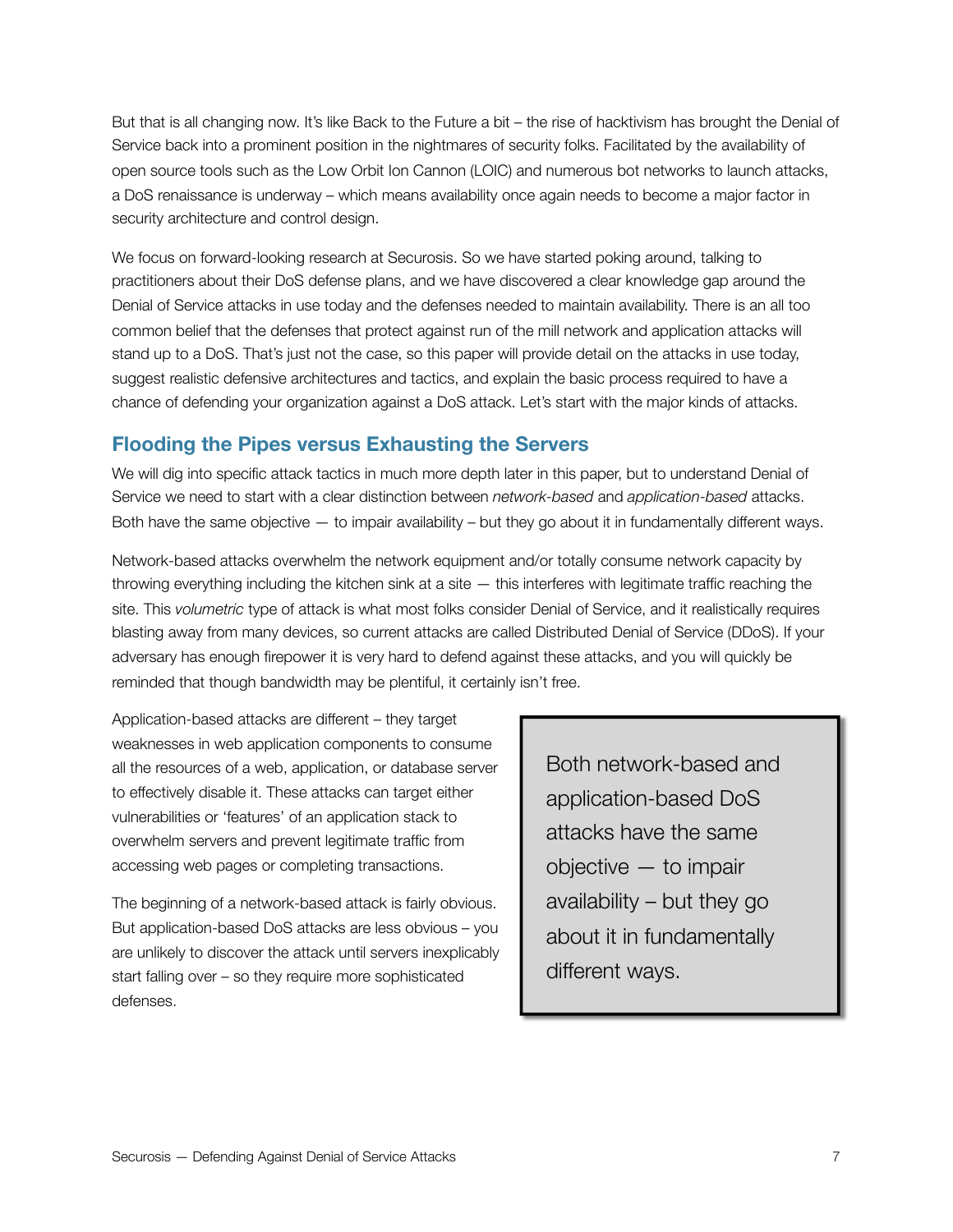But that is all changing now. It's like Back to the Future a bit – the rise of hacktivism has brought the Denial of Service back into a prominent position in the nightmares of security folks. Facilitated by the availability of open source tools such as the Low Orbit Ion Cannon (LOIC) and numerous bot networks to launch attacks, a DoS renaissance is underway – which means availability once again needs to become a major factor in security architecture and control design.

We focus on forward-looking research at Securosis. So we have started poking around, talking to practitioners about their DoS defense plans, and we have discovered a clear knowledge gap around the Denial of Service attacks in use today and the defenses needed to maintain availability. There is an all too common belief that the defenses that protect against run of the mill network and application attacks will stand up to a DoS. That's just not the case, so this paper will provide detail on the attacks in use today, suggest realistic defensive architectures and tactics, and explain the basic process required to have a chance of defending your organization against a DoS attack. Let's start with the major kinds of attacks.

## Flooding the Pipes versus Exhausting the Servers

We will dig into specific attack tactics in much more depth later in this paper, but to understand Denial of Service we need to start with a clear distinction between *network-based* and *application-based* attacks. Both have the same objective — to impair availability – but they go about it in fundamentally different ways.

Network-based attacks overwhelm the network equipment and/or totally consume network capacity by throwing everything including the kitchen sink at a site — this interferes with legitimate traffic reaching the site. This *volumetric* type of attack is what most folks consider Denial of Service, and it realistically requires blasting away from many devices, so current attacks are called Distributed Denial of Service (DDoS). If your adversary has enough firepower it is very hard to defend against these attacks, and you will quickly be reminded that though bandwidth may be plentiful, it certainly isn't free.

Application-based attacks are different – they target weaknesses in web application components to consume all the resources of a web, application, or database server to effectively disable it. These attacks can target either vulnerabilities or 'features' of an application stack to overwhelm servers and prevent legitimate traffic from accessing web pages or completing transactions.

> Both network-based and application-based DoS attacks have the same objective — to impair availability – but they go about it in fundamentally different ways.

The beginning of a network-based attack is fairly obvious. But application-based DoS attacks are less obvious – you are unlikely to discover the attack until servers inexplicably start falling over – so they require more sophisticated defenses.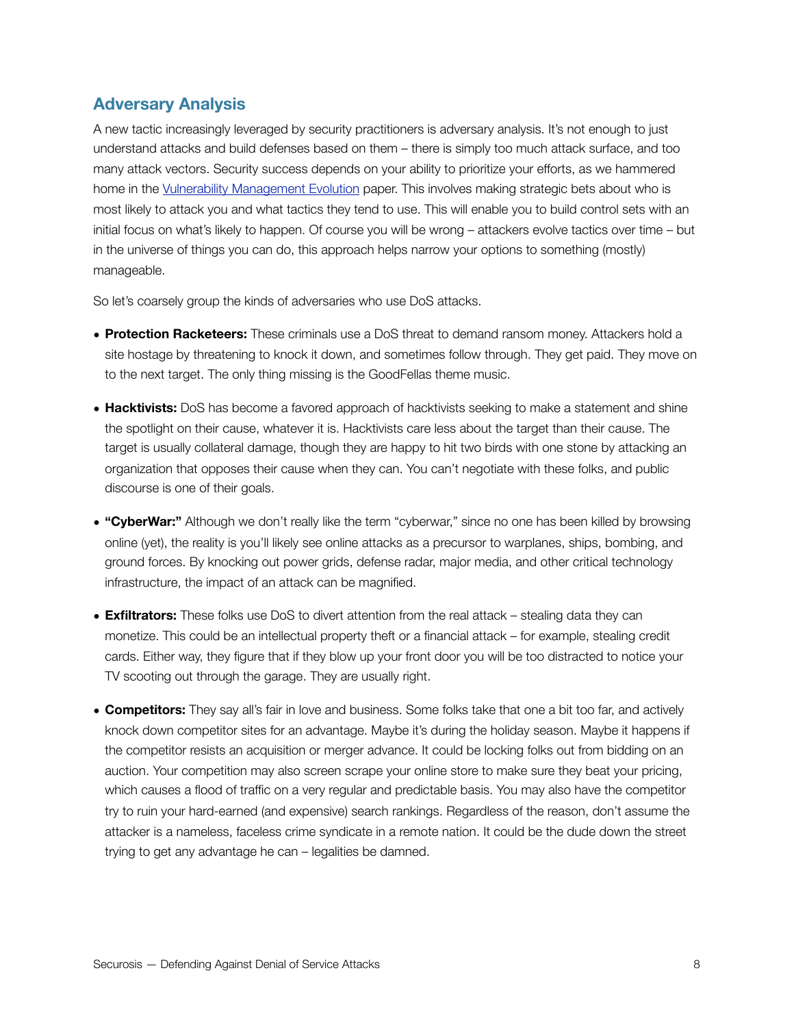## Adversary Analysis

A new tactic increasingly leveraged by security practitioners is adversary analysis. It's not enough to just understand attacks and build defenses based on them – there is simply too much attack surface, and too many attack vectors. Security success depends on your ability to prioritize your efforts, as we hammered home in the [Vulnerability Management Evolution]() paper. This involves making strategic bets about who is most likely to attack you and what tactics they tend to use. This will enable you to build control sets with an initial focus on what's likely to happen. Of course you will be wrong – attackers evolve tactics over time – but in the universe of things you can do, this approach helps narrow your options to something (mostly) manageable.

So let's coarsely group the kinds of adversaries who use DoS attacks.

- **Protection Racketeers:** These criminals use a DoS threat to demand ransom money. Attackers hold a site hostage by threatening to knock it down, and sometimes follow through. They get paid. They move on to the next target. The only thing missing is the GoodFellas theme music.
- **Hacktivists:** DoS has become a favored approach of hacktivists seeking to make a statement and shine the spotlight on their cause, whatever it is. Hacktivists care less about the target than their cause. The target is usually collateral damage, though they are happy to hit two birds with one stone by attacking an organization that opposes their cause when they can. You can't negotiate with these folks, and public discourse is one of their goals.
- **"CyberWar:"** Although we don't really like the term "cyberwar," since no one has been killed by browsing online (yet), the reality is you'll likely see online attacks as a precursor to warplanes, ships, bombing, and ground forces. By knocking out power grids, defense radar, major media, and other critical technology infrastructure, the impact of an attack can be magnified.
- **Exfiltrators:** These folks use DoS to divert attention from the real attack – stealing data they can monetize. This could be an intellectual property theft or a financial attack – for example, stealing credit cards. Either way, they figure that if they blow up your front door you will be too distracted to notice your TV scooting out through the garage. They are usually right.
- **Competitors:** They say all's fair in love and business. Some folks take that one a bit too far, and actively knock down competitor sites for an advantage. Maybe it's during the holiday season. Maybe it happens if the competitor resists an acquisition or merger advance. It could be locking folks out from bidding on an auction. Your competition may also screen scrape your online store to make sure they beat your pricing, which causes a flood of traffic on a very regular and predictable basis. You may also have the competitor try to ruin your hard-earned (and expensive) search rankings. Regardless of the reason, don't assume the attacker is a nameless, faceless crime syndicate in a remote nation. It could be the dude down the street trying to get any advantage he can – legalities be damned.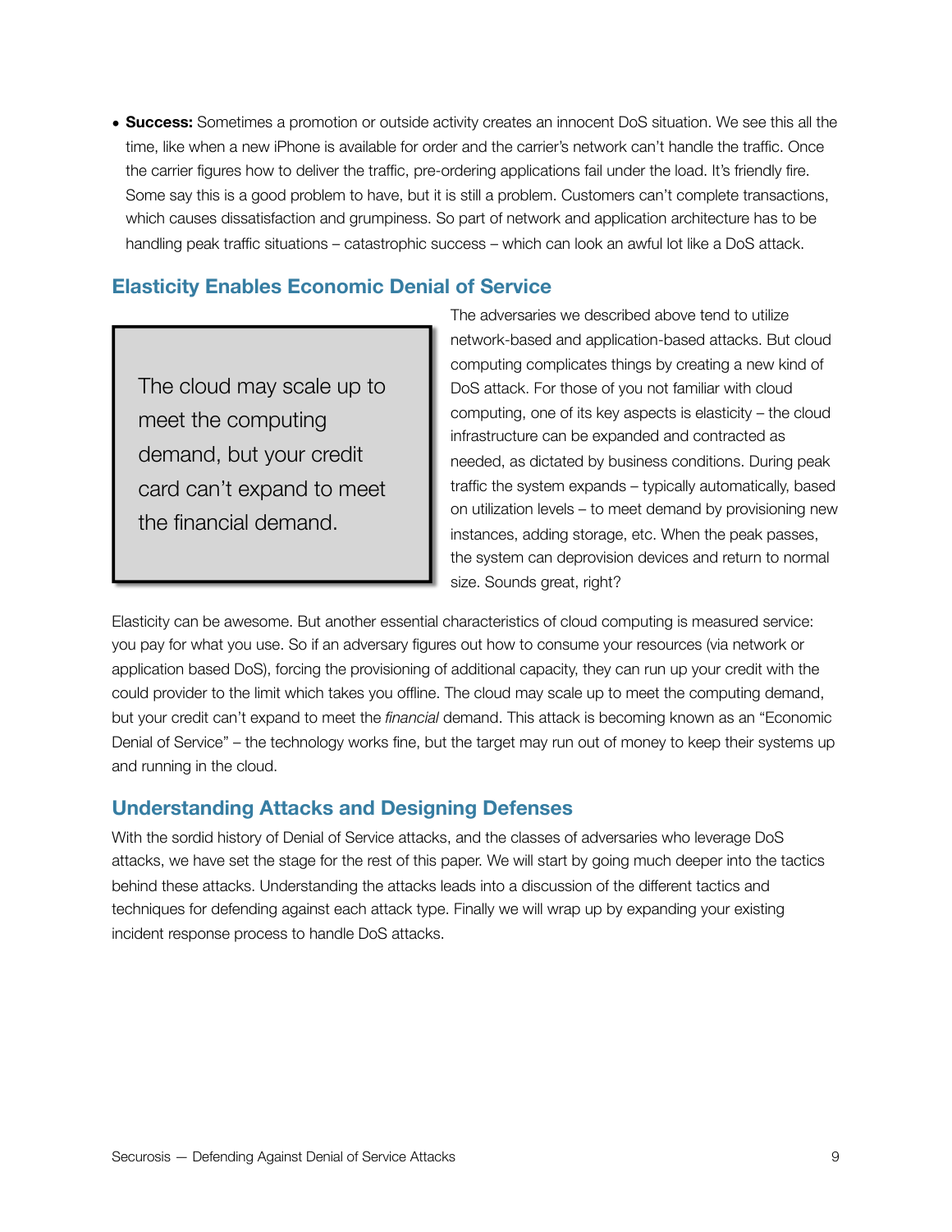- **Success:** Sometimes a promotion or outside activity creates an innocent DoS situation. We see this all the time, like when a new iPhone is available for order and the carrier's network can't handle the traffic. Once the carrier figures how to deliver the traffic, pre-ordering applications fail under the load. It's friendly fire. Some say this is a good problem to have, but it is still a problem. Customers can't complete transactions, which causes dissatisfaction and grumpiness. So part of network and application architecture has to be handling peak traffic situations – catastrophic success – which can look an awful lot like a DoS attack.

## Elasticity Enables Economic Denial of Service

> The cloud may scale up to meet the computing demand, but your credit card can't expand to meet the financial demand.

The adversaries we described above tend to utilize network-based and application-based attacks. But cloud computing complicates things by creating a new kind of DoS attack. For those of you not familiar with cloud computing, one of its key aspects is elasticity – the cloud infrastructure can be expanded and contracted as needed, as dictated by business conditions. During peak traffic the system expands – typically automatically, based on utilization levels – to meet demand by provisioning new instances, adding storage, etc. When the peak passes, the system can deprovision devices and return to normal size. Sounds great, right?

Elasticity can be awesome. But another essential characteristics of cloud computing is measured service: you pay for what you use. So if an adversary figures out how to consume your resources (via network or application based DoS), forcing the provisioning of additional capacity, they can run up your credit with the could provider to the limit which takes you offline. The cloud may scale up to meet the computing demand, but your credit can't expand to meet the *financial* demand. This attack is becoming known as an "Economic Denial of Service" – the technology works fine, but the target may run out of money to keep their systems up and running in the cloud.

## Understanding Attacks and Designing Defenses

With the sordid history of Denial of Service attacks, and the classes of adversaries who leverage DoS attacks, we have set the stage for the rest of this paper. We will start by going much deeper into the tactics behind these attacks. Understanding the attacks leads into a discussion of the different tactics and techniques for defending against each attack type. Finally we will wrap up by expanding your existing incident response process to handle DoS attacks.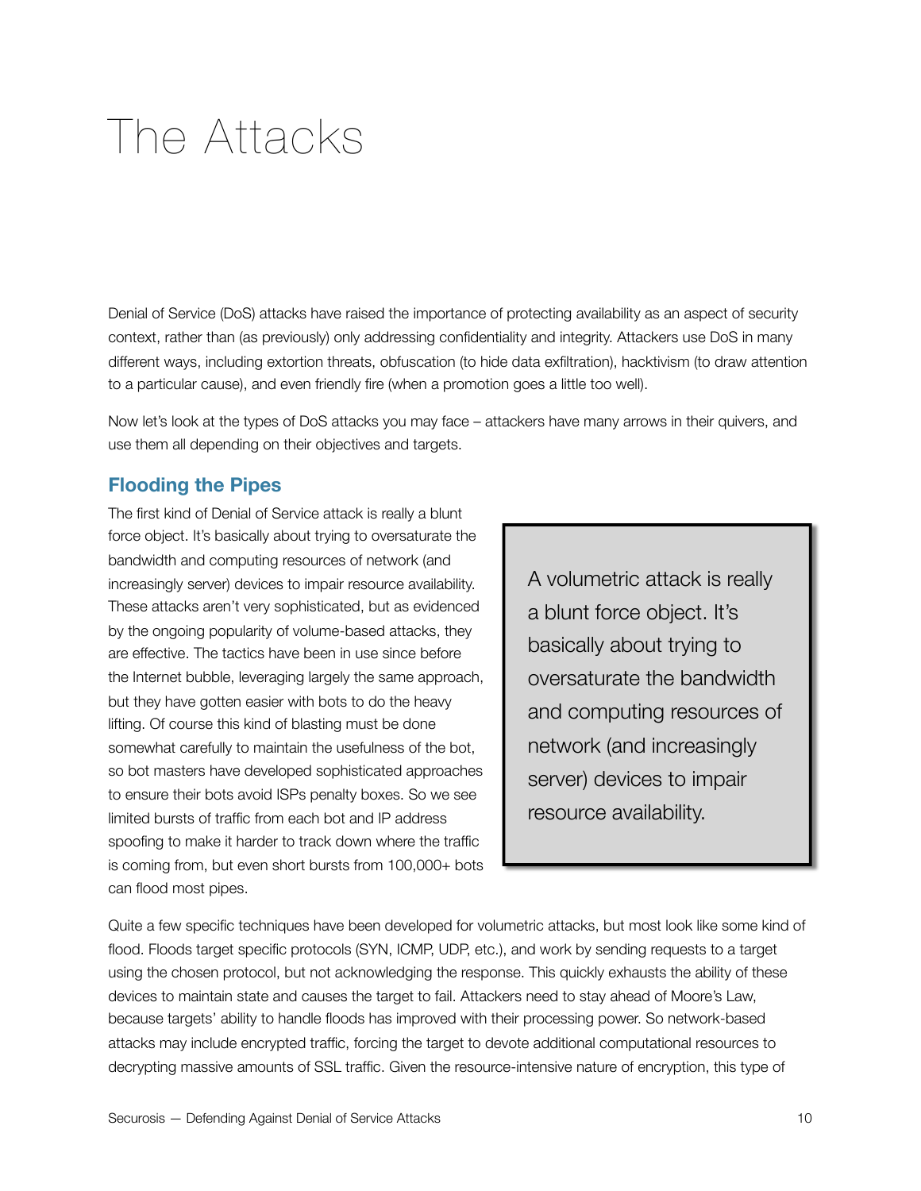// The Attacks

Denial of Service (DoS) attacks have raised the importance of protecting availability as an aspect of security context, rather than (as previously) only addressing confidentiality and integrity. Attackers use DoS in many different ways, including extortion threats, obfuscation (to hide data exfiltration), hacktivism (to draw attention to a particular cause), and even friendly fire (when a promotion goes a little too well).

Now let's look at the types of DoS attacks you may face – attackers have many arrows in their quivers, and use them all depending on their objectives and targets.

## Flooding the Pipes

The first kind of Denial of Service attack is really a blunt force object. It's basically about trying to oversaturate the bandwidth and computing resources of network (and increasingly server) devices to impair resource availability. These attacks aren't very sophisticated, but as evidenced by the ongoing popularity of volume-based attacks, they are effective. The tactics have been in use since before the Internet bubble, leveraging largely the same approach, but they have gotten easier with bots to do the heavy lifting. Of course this kind of blasting must be done somewhat carefully to maintain the usefulness of the bot, so bot masters have developed sophisticated approaches to ensure their bots avoid ISPs penalty boxes. So we see limited bursts of traffic from each bot and IP address spoofing to make it harder to track down where the traffic is coming from, but even short bursts from 100,000+ bots can flood most pipes.

> A volumetric attack is really a blunt force object. It's basically about trying to oversaturate the bandwidth and computing resources of network (and increasingly server) devices to impair resource availability.

Quite a few specific techniques have been developed for volumetric attacks, but most look like some kind of flood. Floods target specific protocols (SYN, ICMP, UDP, etc.), and work by sending requests to a target using the chosen protocol, but not acknowledging the response. This quickly exhausts the ability of these devices to maintain state and causes the target to fail. Attackers need to stay ahead of Moore's Law, because targets' ability to handle floods has improved with their processing power. So network-based attacks may include encrypted traffic, forcing the target to devote additional computational resources to decrypting massive amounts of SSL traffic. Given the resource-intensive nature of encryption, this type of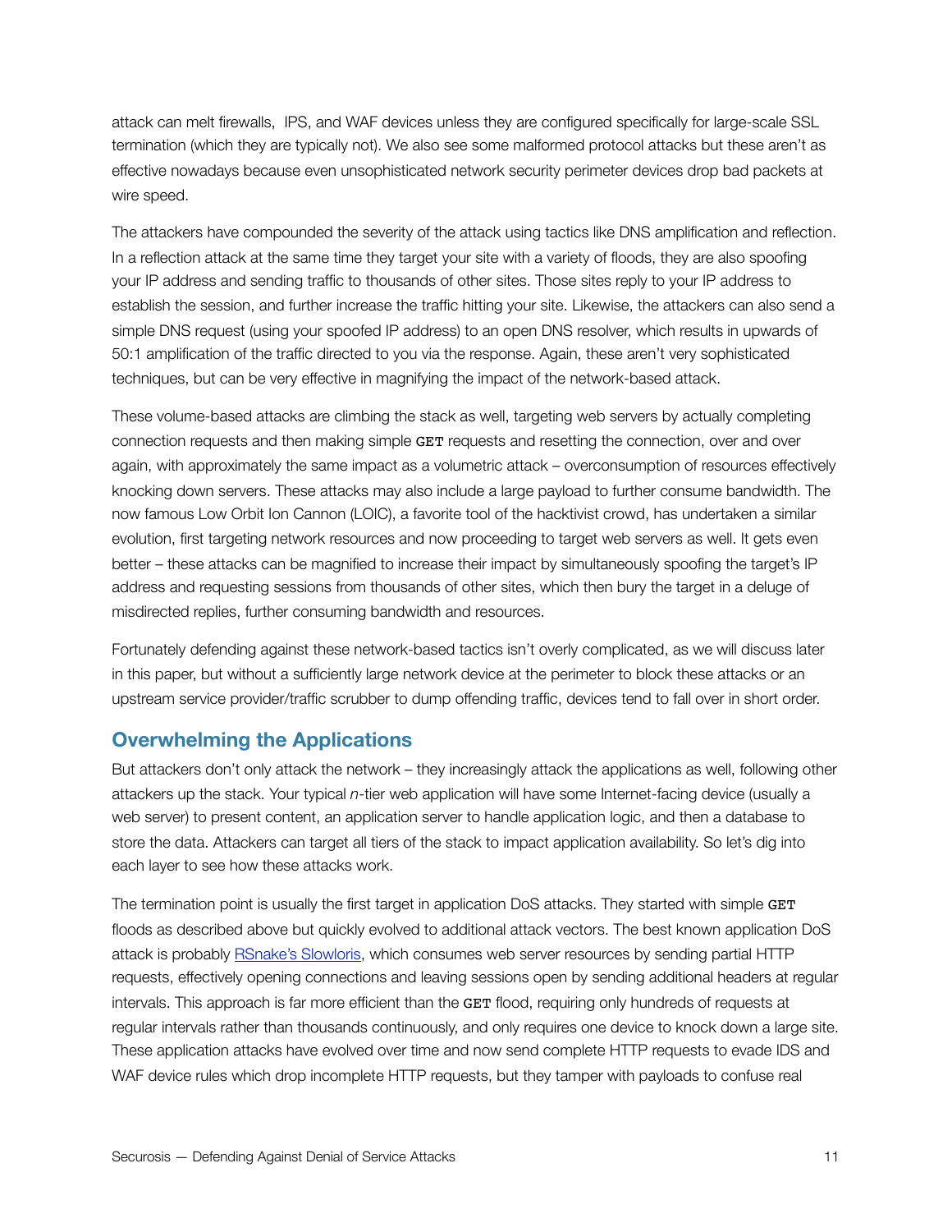attack can melt firewalls,  IPS, and WAF devices unless they are configured specifically for large-scale SSL termination (which they are typically not). We also see some malformed protocol attacks but these aren't as effective nowadays because even unsophisticated network security perimeter devices drop bad packets at wire speed.

The attackers have compounded the severity of the attack using tactics like DNS amplification and reflection. In a reflection attack at the same time they target your site with a variety of floods, they are also spoofing your IP address and sending traffic to thousands of other sites. Those sites reply to your IP address to establish the session, and further increase the traffic hitting your site. Likewise, the attackers can also send a simple DNS request (using your spoofed IP address) to an open DNS resolver, which results in upwards of 50:1 amplification of the traffic directed to you via the response. Again, these aren't very sophisticated techniques, but can be very effective in magnifying the impact of the network-based attack.

These volume-based attacks are climbing the stack as well, targeting web servers by actually completing connection requests and then making simple `GET` requests and resetting the connection, over and over again, with approximately the same impact as a volumetric attack – overconsumption of resources effectively knocking down servers. These attacks may also include a large payload to further consume bandwidth. The now famous Low Orbit Ion Cannon (LOIC), a favorite tool of the hacktivist crowd, has undertaken a similar evolution, first targeting network resources and now proceeding to target web servers as well. It gets even better – these attacks can be magnified to increase their impact by simultaneously spoofing the target's IP address and requesting sessions from thousands of other sites, which then bury the target in a deluge of misdirected replies, further consuming bandwidth and resources.

Fortunately defending against these network-based tactics isn't overly complicated, as we will discuss later in this paper, but without a sufficiently large network device at the perimeter to block these attacks or an upstream service provider/traffic scrubber to dump offending traffic, devices tend to fall over in short order.

## Overwhelming the Applications

But attackers don't only attack the network – they increasingly attack the applications as well, following other attackers up the stack. Your typical *n*-tier web application will have some Internet-facing device (usually a web server) to present content, an application server to handle application logic, and then a database to store the data. Attackers can target all tiers of the stack to impact application availability. So let's dig into each layer to see how these attacks work.

The termination point is usually the first target in application DoS attacks. They started with simple `GET` floods as described above but quickly evolved to additional attack vectors. The best known application DoS attack is probably RSnake's Slowloris, which consumes web server resources by sending partial HTTP requests, effectively opening connections and leaving sessions open by sending additional headers at regular intervals. This approach is far more efficient than the `GET` flood, requiring only hundreds of requests at regular intervals rather than thousands continuously, and only requires one device to knock down a large site. These application attacks have evolved over time and now send complete HTTP requests to evade IDS and WAF device rules which drop incomplete HTTP requests, but they tamper with payloads to confuse real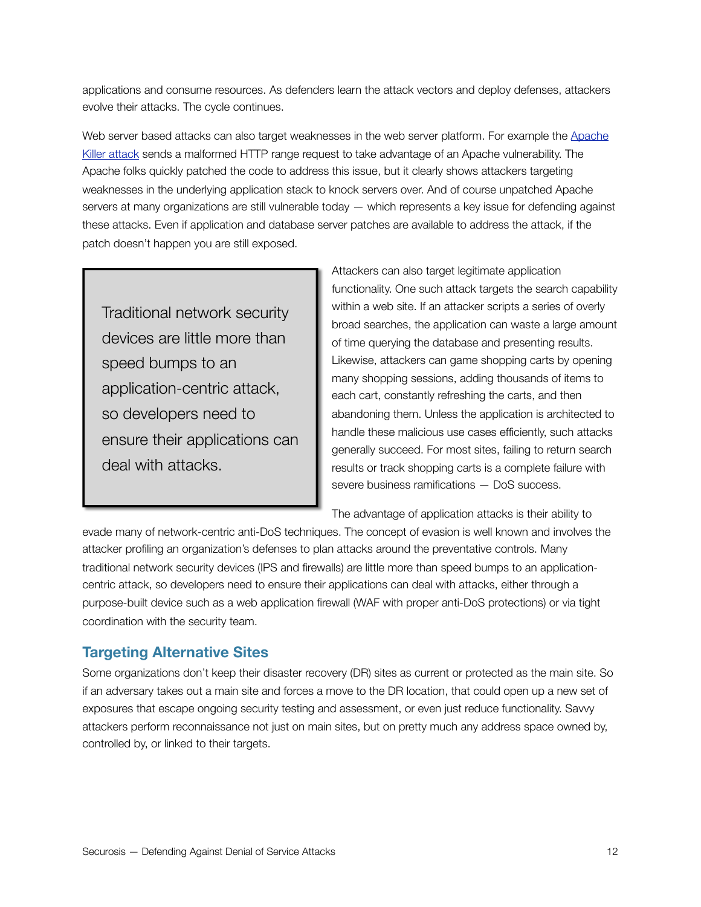applications and consume resources. As defenders learn the attack vectors and deploy defenses, attackers evolve their attacks. The cycle continues.

Web server based attacks can also target weaknesses in the web server platform. For example the [Apache Killer attack]() sends a malformed HTTP range request to take advantage of an Apache vulnerability. The Apache folks quickly patched the code to address this issue, but it clearly shows attackers targeting weaknesses in the underlying application stack to knock servers over. And of course unpatched Apache servers at many organizations are still vulnerable today — which represents a key issue for defending against these attacks. Even if application and database server patches are available to address the attack, if the patch doesn't happen you are still exposed.

> Traditional network security devices are little more than speed bumps to an application-centric attack, so developers need to ensure their applications can deal with attacks.

Attackers can also target legitimate application functionality. One such attack targets the search capability within a web site. If an attacker scripts a series of overly broad searches, the application can waste a large amount of time querying the database and presenting results. Likewise, attackers can game shopping carts by opening many shopping sessions, adding thousands of items to each cart, constantly refreshing the carts, and then abandoning them. Unless the application is architected to handle these malicious use cases efficiently, such attacks generally succeed. For most sites, failing to return search results or track shopping carts is a complete failure with severe business ramifications — DoS success.

The advantage of application attacks is their ability to evade many of network-centric anti-DoS techniques. The concept of evasion is well known and involves the attacker profiling an organization's defenses to plan attacks around the preventative controls. Many traditional network security devices (IPS and firewalls) are little more than speed bumps to an application-centric attack, so developers need to ensure their applications can deal with attacks, either through a purpose-built device such as a web application firewall (WAF with proper anti-DoS protections) or via tight coordination with the security team.

## Targeting Alternative Sites

Some organizations don't keep their disaster recovery (DR) sites as current or protected as the main site. So if an adversary takes out a main site and forces a move to the DR location, that could open up a new set of exposures that escape ongoing security testing and assessment, or even just reduce functionality. Savvy attackers perform reconnaissance not just on main sites, but on pretty much any address space owned by, controlled by, or linked to their targets.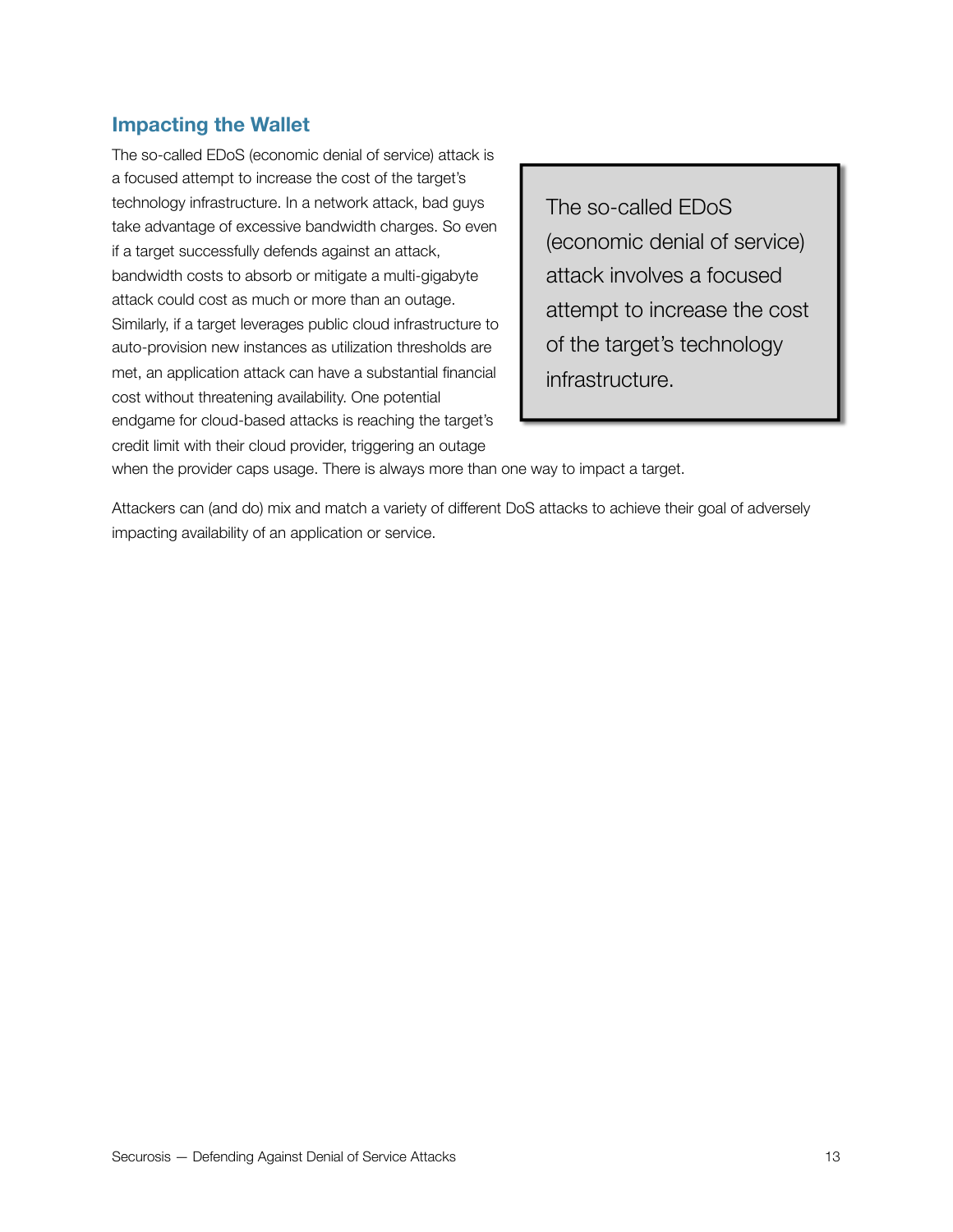## Impacting the Wallet

The so-called EDoS (economic denial of service) attack is a focused attempt to increase the cost of the target's technology infrastructure. In a network attack, bad guys take advantage of excessive bandwidth charges. So even if a target successfully defends against an attack, bandwidth costs to absorb or mitigate a multi-gigabyte attack could cost as much or more than an outage. Similarly, if a target leverages public cloud infrastructure to auto-provision new instances as utilization thresholds are met, an application attack can have a substantial financial cost without threatening availability. One potential endgame for cloud-based attacks is reaching the target's credit limit with their cloud provider, triggering an outage when the provider caps usage. There is always more than one way to impact a target.

> The so-called EDoS (economic denial of service) attack involves a focused attempt to increase the cost of the target's technology infrastructure.

Attackers can (and do) mix and match a variety of different DoS attacks to achieve their goal of adversely impacting availability of an application or service.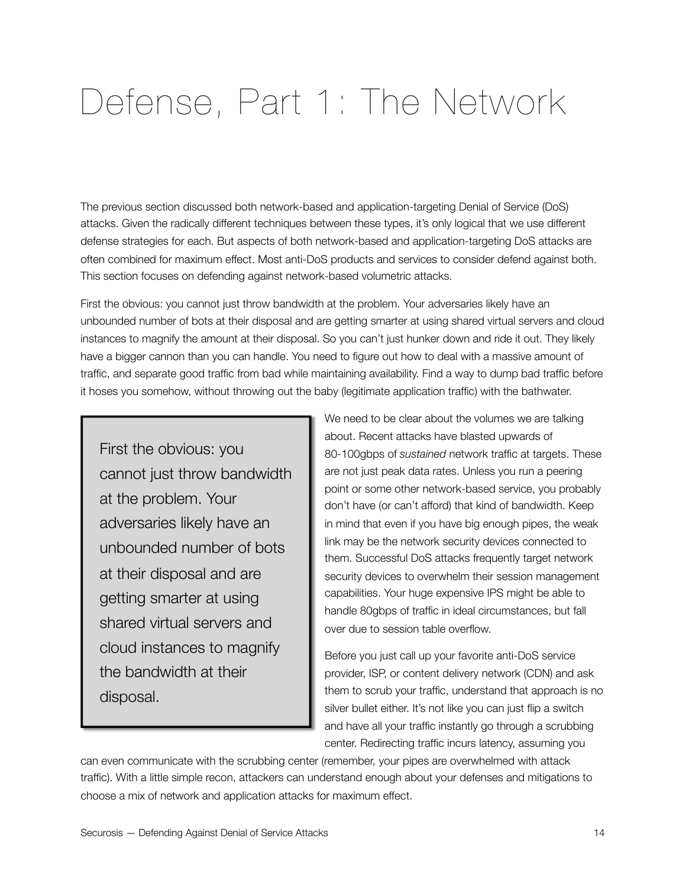# Defense, Part 1: The Network

The previous section discussed both network-based and application-targeting Denial of Service (DoS) attacks. Given the radically different techniques between these types, it's only logical that we use different defense strategies for each. But aspects of both network-based and application-targeting DoS attacks are often combined for maximum effect. Most anti-DoS products and services to consider defend against both. This section focuses on defending against network-based volumetric attacks.

First the obvious: you cannot just throw bandwidth at the problem. Your adversaries likely have an unbounded number of bots at their disposal and are getting smarter at using shared virtual servers and cloud instances to magnify the amount at their disposal. So you can't just hunker down and ride it out. They likely have a bigger cannon than you can handle. You need to figure out how to deal with a massive amount of traffic, and separate good traffic from bad while maintaining availability. Find a way to dump bad traffic before it hoses you somehow, without throwing out the baby (legitimate application traffic) with the bathwater.

> First the obvious: you cannot just throw bandwidth at the problem. Your adversaries likely have an unbounded number of bots at their disposal and are getting smarter at using shared virtual servers and cloud instances to magnify the bandwidth at their disposal.

We need to be clear about the volumes we are talking about. Recent attacks have blasted upwards of 80-100gbps of *sustained* network traffic at targets. These are not just peak data rates. Unless you run a peering point or some other network-based service, you probably don't have (or can't afford) that kind of bandwidth. Keep in mind that even if you have big enough pipes, the weak link may be the network security devices connected to them. Successful DoS attacks frequently target network security devices to overwhelm their session management capabilities. Your huge expensive IPS might be able to handle 80gbps of traffic in ideal circumstances, but fall over due to session table overflow.

Before you just call up your favorite anti-DoS service provider, ISP, or content delivery network (CDN) and ask them to scrub your traffic, understand that approach is no silver bullet either. It's not like you can just flip a switch and have all your traffic instantly go through a scrubbing center. Redirecting traffic incurs latency, assuming you can even communicate with the scrubbing center (remember, your pipes are overwhelmed with attack traffic). With a little simple recon, attackers can understand enough about your defenses and mitigations to choose a mix of network and application attacks for maximum effect.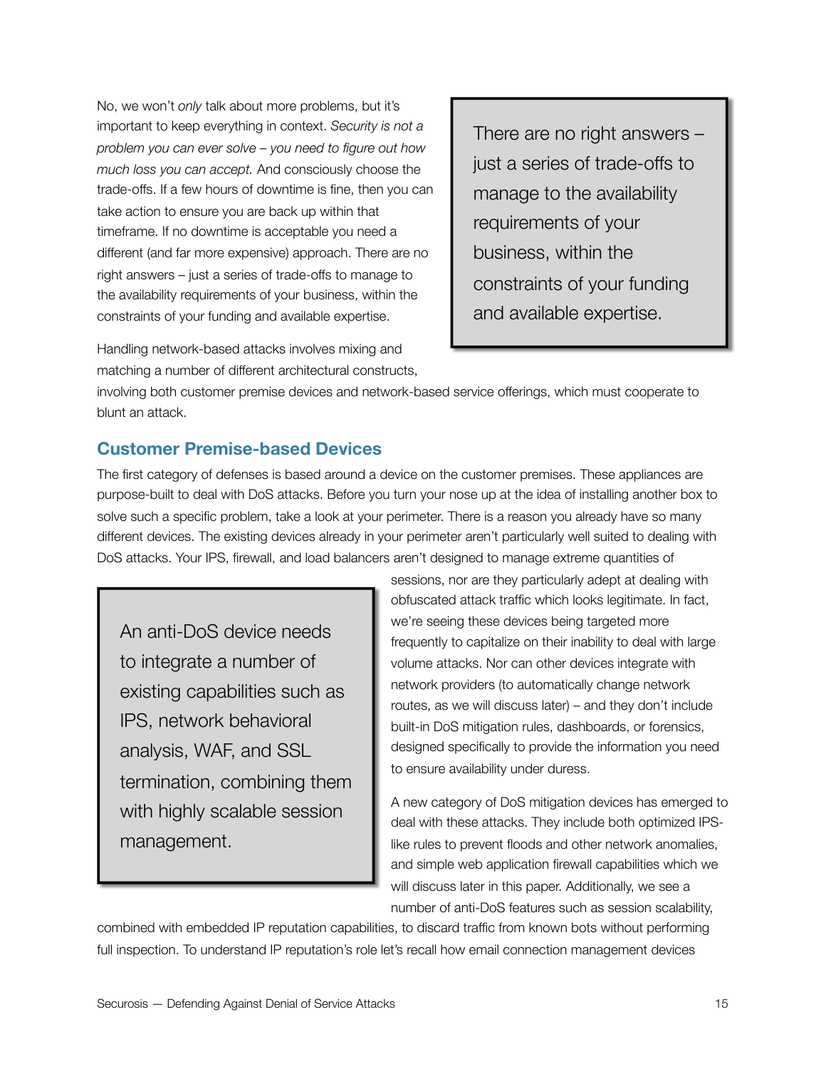No, we won't *only* talk about more problems, but it's important to keep everything in context. *Security is not a problem you can ever solve – you need to figure out how much loss you can accept.* And consciously choose the trade-offs. If a few hours of downtime is fine, then you can take action to ensure you are back up within that timeframe. If no downtime is acceptable you need a different (and far more expensive) approach. There are no right answers – just a series of trade-offs to manage to the availability requirements of your business, within the constraints of your funding and available expertise.

> There are no right answers – just a series of trade-offs to manage to the availability requirements of your business, within the constraints of your funding and available expertise.

Handling network-based attacks involves mixing and matching a number of different architectural constructs, involving both customer premise devices and network-based service offerings, which must cooperate to blunt an attack.

## Customer Premise-based Devices

The first category of defenses is based around a device on the customer premises. These appliances are purpose-built to deal with DoS attacks. Before you turn your nose up at the idea of installing another box to solve such a specific problem, take a look at your perimeter. There is a reason you already have so many different devices. The existing devices already in your perimeter aren't particularly well suited to dealing with DoS attacks. Your IPS, firewall, and load balancers aren't designed to manage extreme quantities of sessions, nor are they particularly adept at dealing with obfuscated attack traffic which looks legitimate. In fact, we're seeing these devices being targeted more frequently to capitalize on their inability to deal with large volume attacks. Nor can other devices integrate with network providers (to automatically change network routes, as we will discuss later) – and they don't include built-in DoS mitigation rules, dashboards, or forensics, designed specifically to provide the information you need to ensure availability under duress.

> An anti-DoS device needs to integrate a number of existing capabilities such as IPS, network behavioral analysis, WAF, and SSL termination, combining them with highly scalable session management.

A new category of DoS mitigation devices has emerged to deal with these attacks. They include both optimized IPS-like rules to prevent floods and other network anomalies, and simple web application firewall capabilities which we will discuss later in this paper. Additionally, we see a number of anti-DoS features such as session scalability, combined with embedded IP reputation capabilities, to discard traffic from known bots without performing full inspection. To understand IP reputation's role let's recall how email connection management devices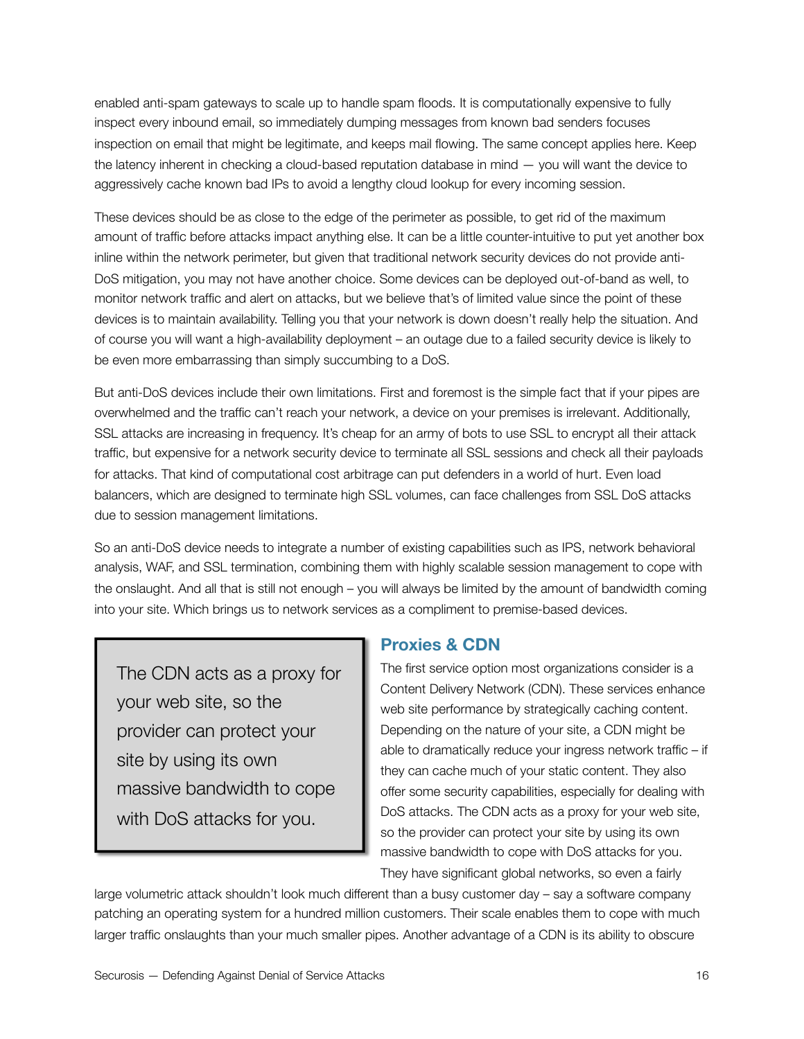enabled anti-spam gateways to scale up to handle spam floods. It is computationally expensive to fully inspect every inbound email, so immediately dumping messages from known bad senders focuses inspection on email that might be legitimate, and keeps mail flowing. The same concept applies here. Keep the latency inherent in checking a cloud-based reputation database in mind — you will want the device to aggressively cache known bad IPs to avoid a lengthy cloud lookup for every incoming session.

These devices should be as close to the edge of the perimeter as possible, to get rid of the maximum amount of traffic before attacks impact anything else. It can be a little counter-intuitive to put yet another box inline within the network perimeter, but given that traditional network security devices do not provide anti-DoS mitigation, you may not have another choice. Some devices can be deployed out-of-band as well, to monitor network traffic and alert on attacks, but we believe that's of limited value since the point of these devices is to maintain availability. Telling you that your network is down doesn't really help the situation. And of course you will want a high-availability deployment – an outage due to a failed security device is likely to be even more embarrassing than simply succumbing to a DoS.

But anti-DoS devices include their own limitations. First and foremost is the simple fact that if your pipes are overwhelmed and the traffic can't reach your network, a device on your premises is irrelevant. Additionally, SSL attacks are increasing in frequency. It's cheap for an army of bots to use SSL to encrypt all their attack traffic, but expensive for a network security device to terminate all SSL sessions and check all their payloads for attacks. That kind of computational cost arbitrage can put defenders in a world of hurt. Even load balancers, which are designed to terminate high SSL volumes, can face challenges from SSL DoS attacks due to session management limitations.

So an anti-DoS device needs to integrate a number of existing capabilities such as IPS, network behavioral analysis, WAF, and SSL termination, combining them with highly scalable session management to cope with the onslaught. And all that is still not enough – you will always be limited by the amount of bandwidth coming into your site. Which brings us to network services as a compliment to premise-based devices.

> The CDN acts as a proxy for your web site, so the provider can protect your site by using its own massive bandwidth to cope with DoS attacks for you.

## Proxies & CDN

The first service option most organizations consider is a Content Delivery Network (CDN). These services enhance web site performance by strategically caching content. Depending on the nature of your site, a CDN might be able to dramatically reduce your ingress network traffic – if they can cache much of your static content. They also offer some security capabilities, especially for dealing with DoS attacks. The CDN acts as a proxy for your web site, so the provider can protect your site by using its own massive bandwidth to cope with DoS attacks for you. They have significant global networks, so even a fairly large volumetric attack shouldn't look much different than a busy customer day – say a software company patching an operating system for a hundred million customers. Their scale enables them to cope with much larger traffic onslaughts than your much smaller pipes. Another advantage of a CDN is its ability to obscure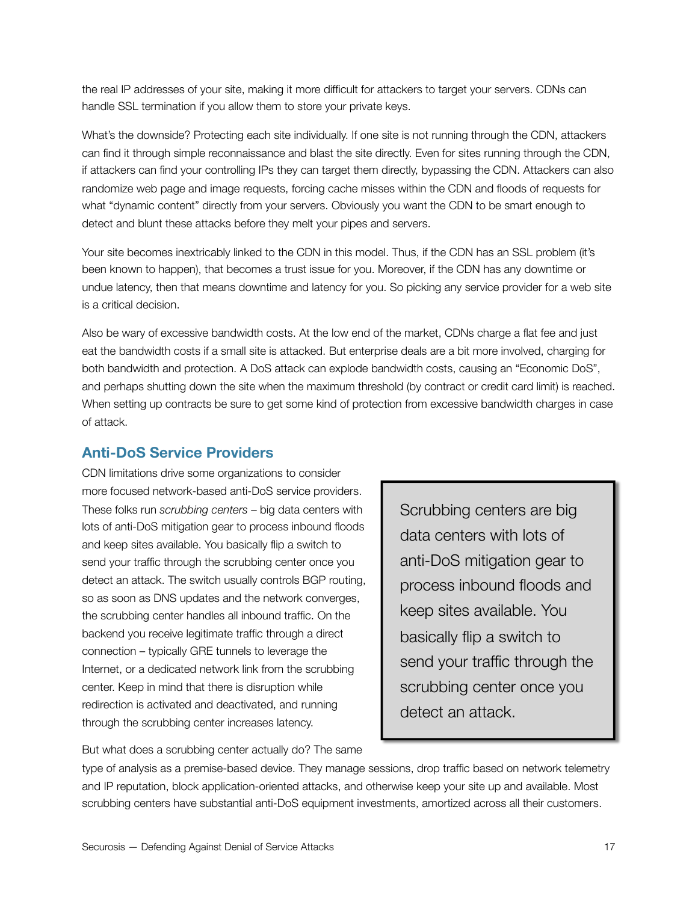the real IP addresses of your site, making it more difficult for attackers to target your servers. CDNs can handle SSL termination if you allow them to store your private keys.

What's the downside? Protecting each site individually. If one site is not running through the CDN, attackers can find it through simple reconnaissance and blast the site directly. Even for sites running through the CDN, if attackers can find your controlling IPs they can target them directly, bypassing the CDN. Attackers can also randomize web page and image requests, forcing cache misses within the CDN and floods of requests for what "dynamic content" directly from your servers. Obviously you want the CDN to be smart enough to detect and blunt these attacks before they melt your pipes and servers.

Your site becomes inextricably linked to the CDN in this model. Thus, if the CDN has an SSL problem (it's been known to happen), that becomes a trust issue for you. Moreover, if the CDN has any downtime or undue latency, then that means downtime and latency for you. So picking any service provider for a web site is a critical decision.

Also be wary of excessive bandwidth costs. At the low end of the market, CDNs charge a flat fee and just eat the bandwidth costs if a small site is attacked. But enterprise deals are a bit more involved, charging for both bandwidth and protection. A DoS attack can explode bandwidth costs, causing an "Economic DoS", and perhaps shutting down the site when the maximum threshold (by contract or credit card limit) is reached. When setting up contracts be sure to get some kind of protection from excessive bandwidth charges in case of attack.

## Anti-DoS Service Providers

CDN limitations drive some organizations to consider more focused network-based anti-DoS service providers. These folks run *scrubbing centers* – big data centers with lots of anti-DoS mitigation gear to process inbound floods and keep sites available. You basically flip a switch to send your traffic through the scrubbing center once you detect an attack. The switch usually controls BGP routing, so as soon as DNS updates and the network converges, the scrubbing center handles all inbound traffic. On the backend you receive legitimate traffic through a direct connection – typically GRE tunnels to leverage the Internet, or a dedicated network link from the scrubbing center. Keep in mind that there is disruption while redirection is activated and deactivated, and running through the scrubbing center increases latency.

> Scrubbing centers are big data centers with lots of anti-DoS mitigation gear to process inbound floods and keep sites available. You basically flip a switch to send your traffic through the scrubbing center once you detect an attack.

But what does a scrubbing center actually do? The same type of analysis as a premise-based device. They manage sessions, drop traffic based on network telemetry and IP reputation, block application-oriented attacks, and otherwise keep your site up and available. Most scrubbing centers have substantial anti-DoS equipment investments, amortized across all their customers.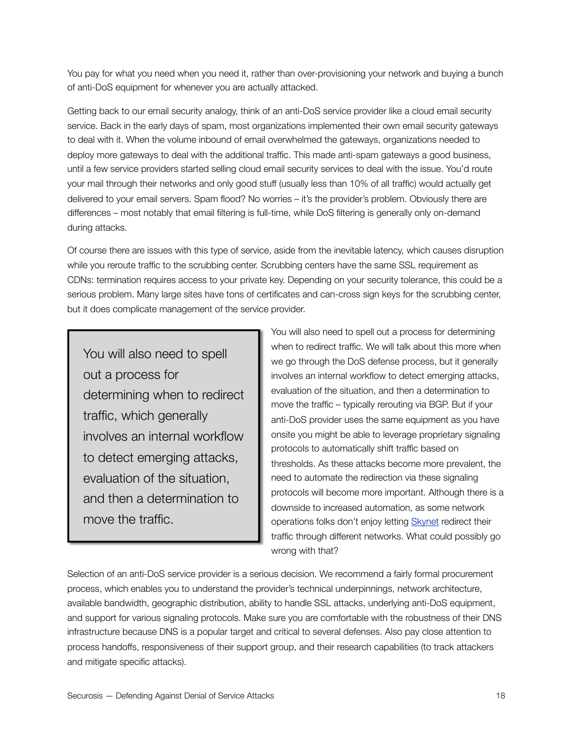You pay for what you need when you need it, rather than over-provisioning your network and buying a bunch of anti-DoS equipment for whenever you are actually attacked.

Getting back to our email security analogy, think of an anti-DoS service provider like a cloud email security service. Back in the early days of spam, most organizations implemented their own email security gateways to deal with it. When the volume inbound of email overwhelmed the gateways, organizations needed to deploy more gateways to deal with the additional traffic. This made anti-spam gateways a good business, until a few service providers started selling cloud email security services to deal with the issue. You'd route your mail through their networks and only good stuff (usually less than 10% of all traffic) would actually get delivered to your email servers. Spam flood? No worries – it's the provider's problem. Obviously there are differences – most notably that email filtering is full-time, while DoS filtering is generally only on-demand during attacks.

Of course there are issues with this type of service, aside from the inevitable latency, which causes disruption while you reroute traffic to the scrubbing center. Scrubbing centers have the same SSL requirement as CDNs: termination requires access to your private key. Depending on your security tolerance, this could be a serious problem. Many large sites have tons of certificates and can-cross sign keys for the scrubbing center, but it does complicate management of the service provider.

> You will also need to spell out a process for determining when to redirect traffic, which generally involves an internal workflow to detect emerging attacks, evaluation of the situation, and then a determination to move the traffic.

You will also need to spell out a process for determining when to redirect traffic. We will talk about this more when we go through the DoS defense process, but it generally involves an internal workflow to detect emerging attacks, evaluation of the situation, and then a determination to move the traffic – typically rerouting via BGP. But if your anti-DoS provider uses the same equipment as you have onsite you might be able to leverage proprietary signaling protocols to automatically shift traffic based on thresholds. As these attacks become more prevalent, the need to automate the redirection via these signaling protocols will become more important. Although there is a downside to increased automation, as some network operations folks don't enjoy letting Skynet redirect their traffic through different networks. What could possibly go wrong with that?

Selection of an anti-DoS service provider is a serious decision. We recommend a fairly formal procurement process, which enables you to understand the provider's technical underpinnings, network architecture, available bandwidth, geographic distribution, ability to handle SSL attacks, underlying anti-DoS equipment, and support for various signaling protocols. Make sure you are comfortable with the robustness of their DNS infrastructure because DNS is a popular target and critical to several defenses. Also pay close attention to process handoffs, responsiveness of their support group, and their research capabilities (to track attackers and mitigate specific attacks).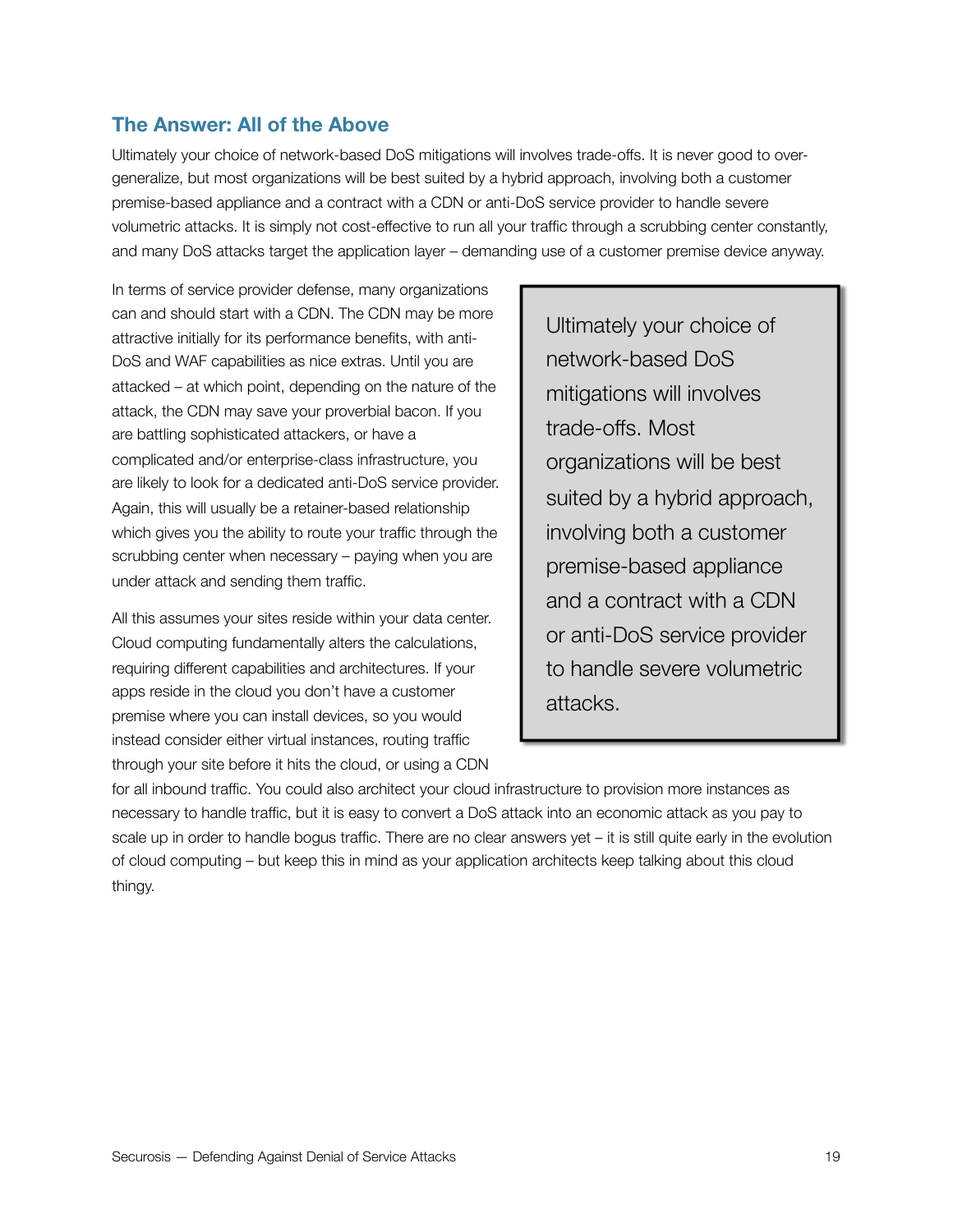## The Answer: All of the Above

Ultimately your choice of network-based DoS mitigations will involves trade-offs. It is never good to over-generalize, but most organizations will be best suited by a hybrid approach, involving both a customer premise-based appliance and a contract with a CDN or anti-DoS service provider to handle severe volumetric attacks. It is simply not cost-effective to run all your traffic through a scrubbing center constantly, and many DoS attacks target the application layer – demanding use of a customer premise device anyway.

In terms of service provider defense, many organizations can and should start with a CDN. The CDN may be more attractive initially for its performance benefits, with anti-DoS and WAF capabilities as nice extras. Until you are attacked – at which point, depending on the nature of the attack, the CDN may save your proverbial bacon. If you are battling sophisticated attackers, or have a complicated and/or enterprise-class infrastructure, you are likely to look for a dedicated anti-DoS service provider. Again, this will usually be a retainer-based relationship which gives you the ability to route your traffic through the scrubbing center when necessary – paying when you are under attack and sending them traffic.

> Ultimately your choice of network-based DoS mitigations will involves trade-offs. Most organizations will be best suited by a hybrid approach, involving both a customer premise-based appliance and a contract with a CDN or anti-DoS service provider to handle severe volumetric attacks.

All this assumes your sites reside within your data center. Cloud computing fundamentally alters the calculations, requiring different capabilities and architectures. If your apps reside in the cloud you don't have a customer premise where you can install devices, so you would instead consider either virtual instances, routing traffic through your site before it hits the cloud, or using a CDN for all inbound traffic. You could also architect your cloud infrastructure to provision more instances as necessary to handle traffic, but it is easy to convert a DoS attack into an economic attack as you pay to scale up in order to handle bogus traffic. There are no clear answers yet – it is still quite early in the evolution of cloud computing – but keep this in mind as your application architects keep talking about this cloud thingy.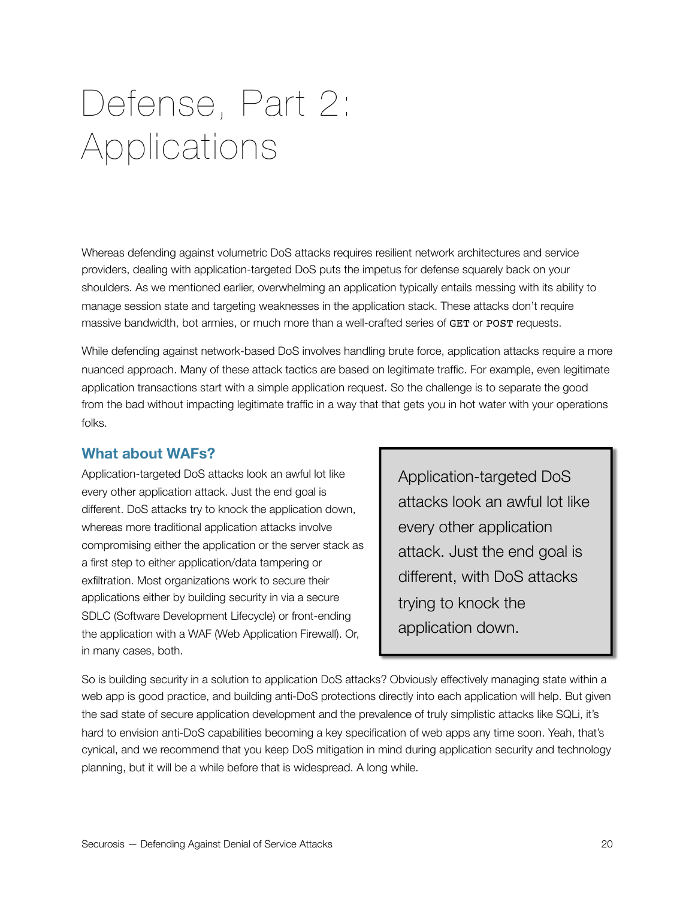# Defense, Part 2: Applications

Whereas defending against volumetric DoS attacks requires resilient network architectures and service providers, dealing with application-targeted DoS puts the impetus for defense squarely back on your shoulders. As we mentioned earlier, overwhelming an application typically entails messing with its ability to manage session state and targeting weaknesses in the application stack. These attacks don't require massive bandwidth, bot armies, or much more than a well-crafted series of `GET` or `POST` requests.

While defending against network-based DoS involves handling brute force, application attacks require a more nuanced approach. Many of these attack tactics are based on legitimate traffic. For example, even legitimate application transactions start with a simple application request. So the challenge is to separate the good from the bad without impacting legitimate traffic in a way that that gets you in hot water with your operations folks.

## What about WAFs?

Application-targeted DoS attacks look an awful lot like every other application attack. Just the end goal is different. DoS attacks try to knock the application down, whereas more traditional application attacks involve compromising either the application or the server stack as a first step to either application/data tampering or exfiltration. Most organizations work to secure their applications either by building security in via a secure SDLC (Software Development Lifecycle) or front-ending the application with a WAF (Web Application Firewall). Or, in many cases, both.

> Application-targeted DoS attacks look an awful lot like every other application attack. Just the end goal is different, with DoS attacks trying to knock the application down.

So is building security in a solution to application DoS attacks? Obviously effectively managing state within a web app is good practice, and building anti-DoS protections directly into each application will help. But given the sad state of secure application development and the prevalence of truly simplistic attacks like SQLi, it's hard to envision anti-DoS capabilities becoming a key specification of web apps any time soon. Yeah, that's cynical, and we recommend that you keep DoS mitigation in mind during application security and technology planning, but it will be a while before that is widespread. A long while.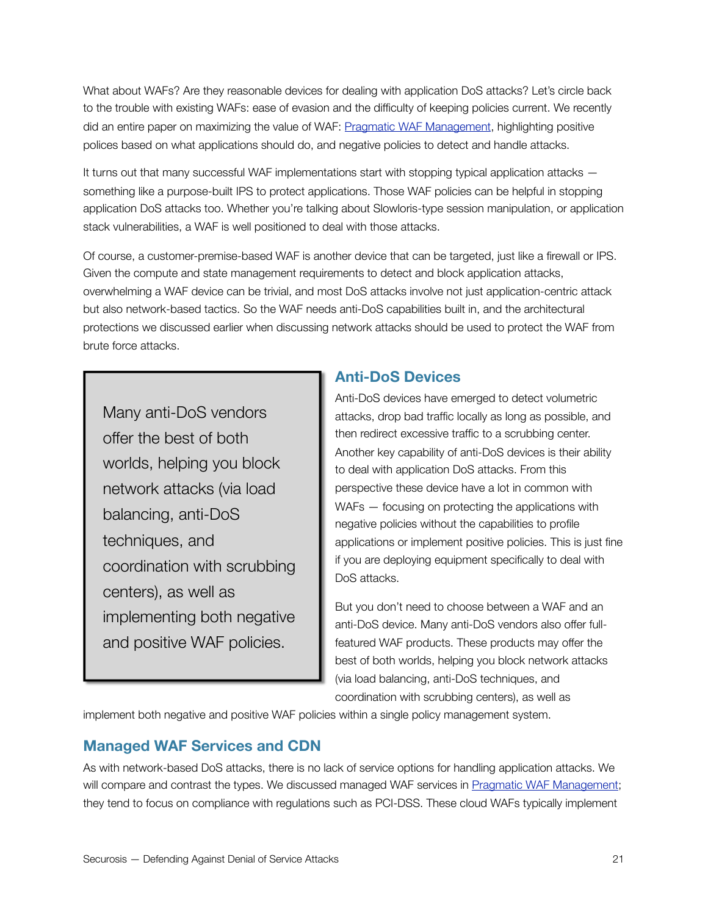What about WAFs? Are they reasonable devices for dealing with application DoS attacks? Let's circle back to the trouble with existing WAFs: ease of evasion and the difficulty of keeping policies current. We recently did an entire paper on maximizing the value of WAF: Pragmatic WAF Management, highlighting positive polices based on what applications should do, and negative policies to detect and handle attacks.

It turns out that many successful WAF implementations start with stopping typical application attacks — something like a purpose-built IPS to protect applications. Those WAF policies can be helpful in stopping application DoS attacks too. Whether you're talking about Slowloris-type session manipulation, or application stack vulnerabilities, a WAF is well positioned to deal with those attacks.

Of course, a customer-premise-based WAF is another device that can be targeted, just like a firewall or IPS. Given the compute and state management requirements to detect and block application attacks, overwhelming a WAF device can be trivial, and most DoS attacks involve not just application-centric attack but also network-based tactics. So the WAF needs anti-DoS capabilities built in, and the architectural protections we discussed earlier when discussing network attacks should be used to protect the WAF from brute force attacks.

> Many anti-DoS vendors offer the best of both worlds, helping you block network attacks (via load balancing, anti-DoS techniques, and coordination with scrubbing centers), as well as implementing both negative and positive WAF policies.

## Anti-DoS Devices

Anti-DoS devices have emerged to detect volumetric attacks, drop bad traffic locally as long as possible, and then redirect excessive traffic to a scrubbing center. Another key capability of anti-DoS devices is their ability to deal with application DoS attacks. From this perspective these device have a lot in common with WAFs — focusing on protecting the applications with negative policies without the capabilities to profile applications or implement positive policies. This is just fine if you are deploying equipment specifically to deal with DoS attacks.

But you don't need to choose between a WAF and an anti-DoS device. Many anti-DoS vendors also offer full-featured WAF products. These products may offer the best of both worlds, helping you block network attacks (via load balancing, anti-DoS techniques, and coordination with scrubbing centers), as well as implement both negative and positive WAF policies within a single policy management system.

## Managed WAF Services and CDN

As with network-based DoS attacks, there is no lack of service options for handling application attacks. We will compare and contrast the types. We discussed managed WAF services in Pragmatic WAF Management; they tend to focus on compliance with regulations such as PCI-DSS. These cloud WAFs typically implement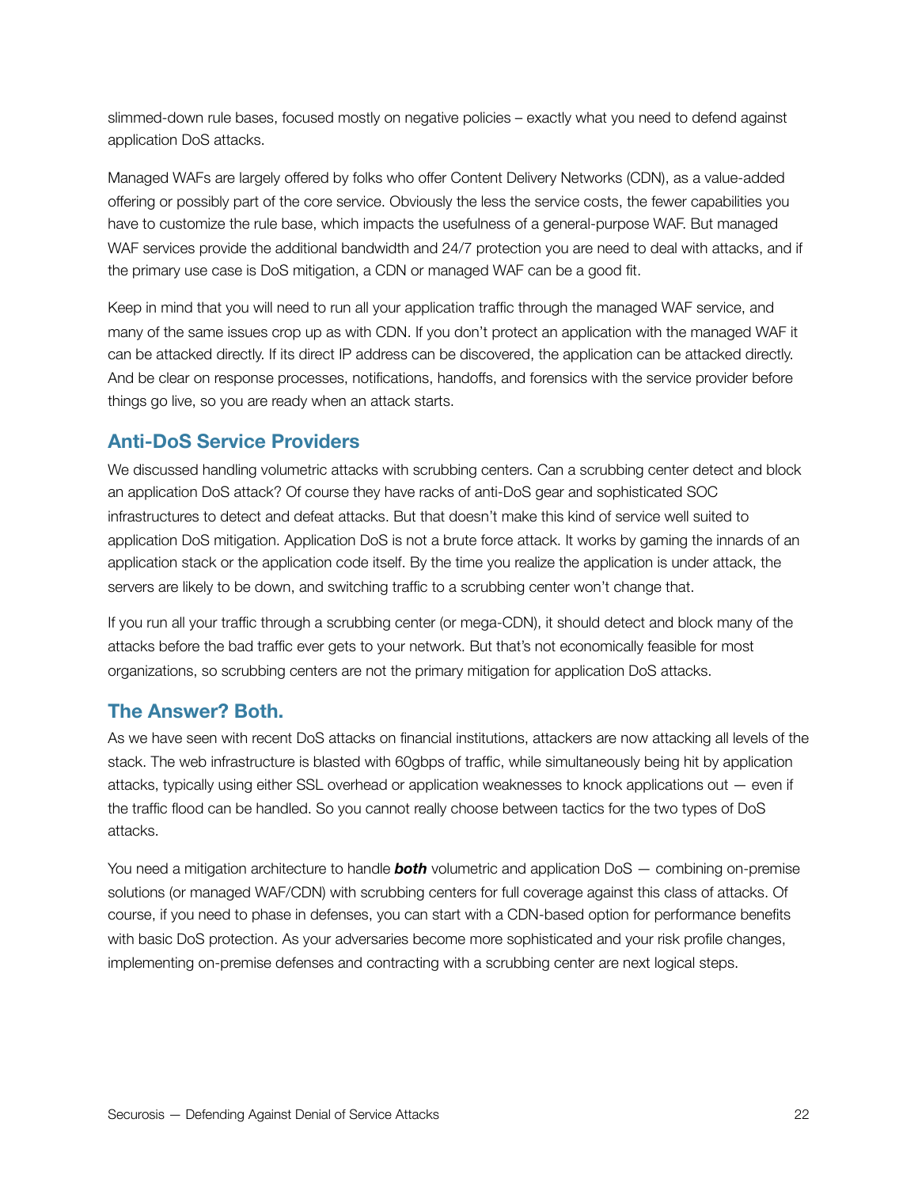slimmed-down rule bases, focused mostly on negative policies – exactly what you need to defend against application DoS attacks.

Managed WAFs are largely offered by folks who offer Content Delivery Networks (CDN), as a value-added offering or possibly part of the core service. Obviously the less the service costs, the fewer capabilities you have to customize the rule base, which impacts the usefulness of a general-purpose WAF. But managed WAF services provide the additional bandwidth and 24/7 protection you are need to deal with attacks, and if the primary use case is DoS mitigation, a CDN or managed WAF can be a good fit.

Keep in mind that you will need to run all your application traffic through the managed WAF service, and many of the same issues crop up as with CDN. If you don't protect an application with the managed WAF it can be attacked directly. If its direct IP address can be discovered, the application can be attacked directly. And be clear on response processes, notifications, handoffs, and forensics with the service provider before things go live, so you are ready when an attack starts.

## Anti-DoS Service Providers

We discussed handling volumetric attacks with scrubbing centers. Can a scrubbing center detect and block an application DoS attack? Of course they have racks of anti-DoS gear and sophisticated SOC infrastructures to detect and defeat attacks. But that doesn't make this kind of service well suited to application DoS mitigation. Application DoS is not a brute force attack. It works by gaming the innards of an application stack or the application code itself. By the time you realize the application is under attack, the servers are likely to be down, and switching traffic to a scrubbing center won't change that.

If you run all your traffic through a scrubbing center (or mega-CDN), it should detect and block many of the attacks before the bad traffic ever gets to your network. But that's not economically feasible for most organizations, so scrubbing centers are not the primary mitigation for application DoS attacks.

## The Answer? Both.

As we have seen with recent DoS attacks on financial institutions, attackers are now attacking all levels of the stack. The web infrastructure is blasted with 60gbps of traffic, while simultaneously being hit by application attacks, typically using either SSL overhead or application weaknesses to knock applications out — even if the traffic flood can be handled. So you cannot really choose between tactics for the two types of DoS attacks.

You need a mitigation architecture to handle ***both*** volumetric and application DoS — combining on-premise solutions (or managed WAF/CDN) with scrubbing centers for full coverage against this class of attacks. Of course, if you need to phase in defenses, you can start with a CDN-based option for performance benefits with basic DoS protection. As your adversaries become more sophisticated and your risk profile changes, implementing on-premise defenses and contracting with a scrubbing center are next logical steps.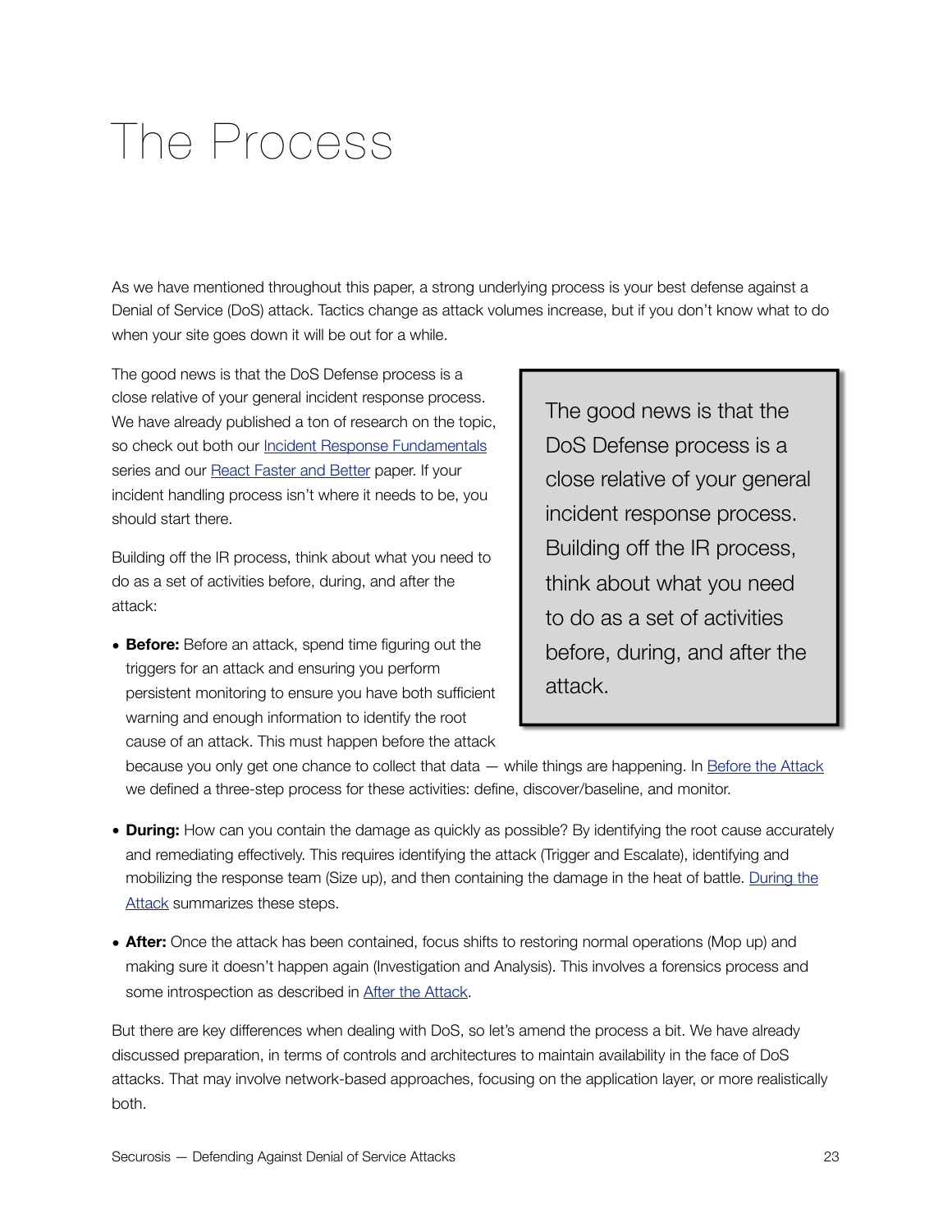# The Process

As we have mentioned throughout this paper, a strong underlying process is your best defense against a Denial of Service (DoS) attack. Tactics change as attack volumes increase, but if you don't know what to do when your site goes down it will be out for a while.

The good news is that the DoS Defense process is a close relative of your general incident response process. We have already published a ton of research on the topic, so check out both our Incident Response Fundamentals series and our React Faster and Better paper. If your incident handling process isn't where it needs to be, you should start there.

> The good news is that the DoS Defense process is a close relative of your general incident response process. Building off the IR process, think about what you need to do as a set of activities before, during, and after the attack.

Building off the IR process, think about what you need to do as a set of activities before, during, and after the attack:

- **Before:** Before an attack, spend time figuring out the triggers for an attack and ensuring you perform persistent monitoring to ensure you have both sufficient warning and enough information to identify the root cause of an attack. This must happen before the attack because you only get one chance to collect that data — while things are happening. In Before the Attack we defined a three-step process for these activities: define, discover/baseline, and monitor.
- **During:** How can you contain the damage as quickly as possible? By identifying the root cause accurately and remediating effectively. This requires identifying the attack (Trigger and Escalate), identifying and mobilizing the response team (Size up), and then containing the damage in the heat of battle. During the Attack summarizes these steps.
- **After:** Once the attack has been contained, focus shifts to restoring normal operations (Mop up) and making sure it doesn't happen again (Investigation and Analysis). This involves a forensics process and some introspection as described in After the Attack.

But there are key differences when dealing with DoS, so let's amend the process a bit. We have already discussed preparation, in terms of controls and architectures to maintain availability in the face of DoS attacks. That may involve network-based approaches, focusing on the application layer, or more realistically both.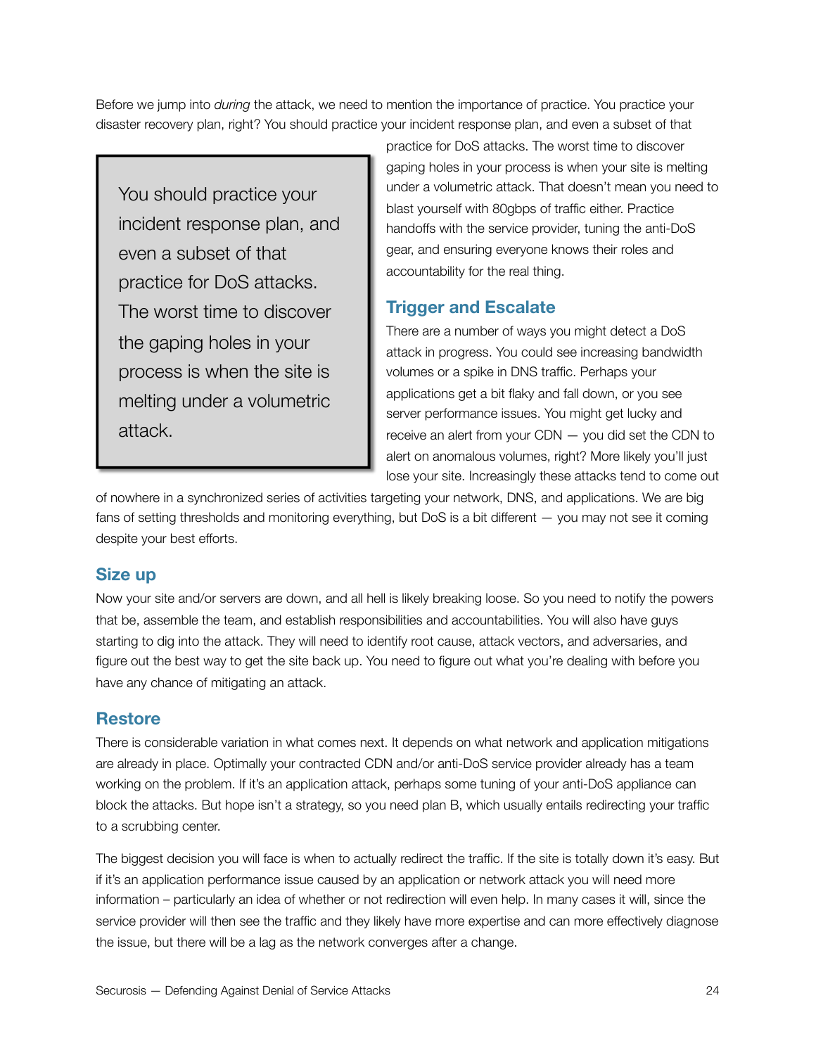Before we jump into *during* the attack, we need to mention the importance of practice. You practice your disaster recovery plan, right? You should practice your incident response plan, and even a subset of that practice for DoS attacks. The worst time to discover gaping holes in your process is when your site is melting under a volumetric attack. That doesn't mean you need to blast yourself with 80gbps of traffic either. Practice handoffs with the service provider, tuning the anti-DoS gear, and ensuring everyone knows their roles and accountability for the real thing.

> You should practice your incident response plan, and even a subset of that practice for DoS attacks. The worst time to discover the gaping holes in your process is when the site is melting under a volumetric attack.

## Trigger and Escalate

There are a number of ways you might detect a DoS attack in progress. You could see increasing bandwidth volumes or a spike in DNS traffic. Perhaps your applications get a bit flaky and fall down, or you see server performance issues. You might get lucky and receive an alert from your CDN — you did set the CDN to alert on anomalous volumes, right? More likely you'll just lose your site. Increasingly these attacks tend to come out of nowhere in a synchronized series of activities targeting your network, DNS, and applications. We are big fans of setting thresholds and monitoring everything, but DoS is a bit different — you may not see it coming despite your best efforts.

## Size up

Now your site and/or servers are down, and all hell is likely breaking loose. So you need to notify the powers that be, assemble the team, and establish responsibilities and accountabilities. You will also have guys starting to dig into the attack. They will need to identify root cause, attack vectors, and adversaries, and figure out the best way to get the site back up. You need to figure out what you're dealing with before you have any chance of mitigating an attack.

## Restore

There is considerable variation in what comes next. It depends on what network and application mitigations are already in place. Optimally your contracted CDN and/or anti-DoS service provider already has a team working on the problem. If it's an application attack, perhaps some tuning of your anti-DoS appliance can block the attacks. But hope isn't a strategy, so you need plan B, which usually entails redirecting your traffic to a scrubbing center.

The biggest decision you will face is when to actually redirect the traffic. If the site is totally down it's easy. But if it's an application performance issue caused by an application or network attack you will need more information – particularly an idea of whether or not redirection will even help. In many cases it will, since the service provider will then see the traffic and they likely have more expertise and can more effectively diagnose the issue, but there will be a lag as the network converges after a change.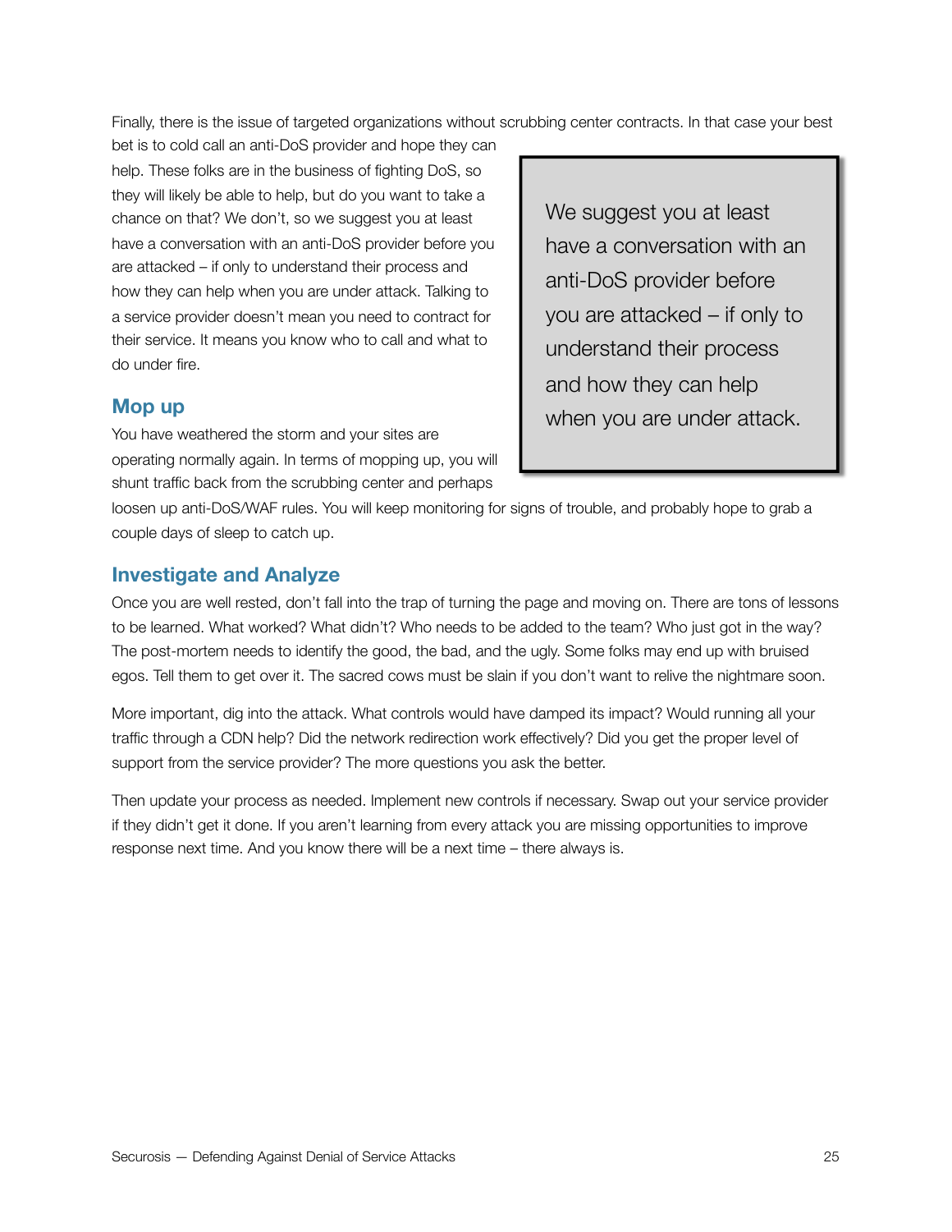Finally, there is the issue of targeted organizations without scrubbing center contracts. In that case your best bet is to cold call an anti-DoS provider and hope they can help. These folks are in the business of fighting DoS, so they will likely be able to help, but do you want to take a chance on that? We don't, so we suggest you at least have a conversation with an anti-DoS provider before you are attacked – if only to understand their process and how they can help when you are under attack. Talking to a service provider doesn't mean you need to contract for their service. It means you know who to call and what to do under fire.

> We suggest you at least have a conversation with an anti-DoS provider before you are attacked – if only to understand their process and how they can help when you are under attack.

## Mop up

You have weathered the storm and your sites are operating normally again. In terms of mopping up, you will shunt traffic back from the scrubbing center and perhaps loosen up anti-DoS/WAF rules. You will keep monitoring for signs of trouble, and probably hope to grab a couple days of sleep to catch up.

## Investigate and Analyze

Once you are well rested, don't fall into the trap of turning the page and moving on. There are tons of lessons to be learned. What worked? What didn't? Who needs to be added to the team? Who just got in the way? The post-mortem needs to identify the good, the bad, and the ugly. Some folks may end up with bruised egos. Tell them to get over it. The sacred cows must be slain if you don't want to relive the nightmare soon.

More important, dig into the attack. What controls would have damped its impact? Would running all your traffic through a CDN help? Did the network redirection work effectively? Did you get the proper level of support from the service provider? The more questions you ask the better.

Then update your process as needed. Implement new controls if necessary. Swap out your service provider if they didn't get it done. If you aren't learning from every attack you are missing opportunities to improve response next time. And you know there will be a next time – there always is.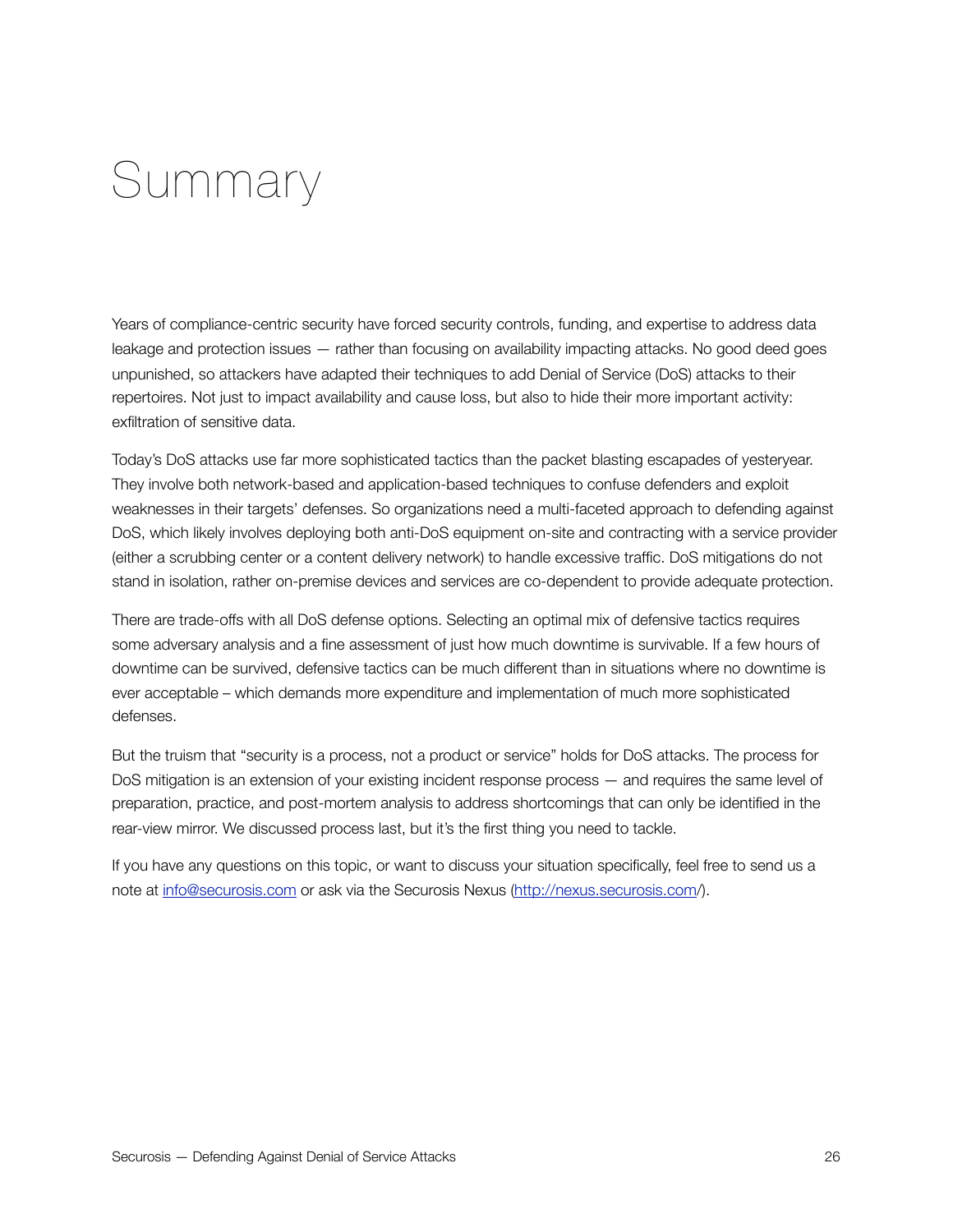# Summary

Years of compliance-centric security have forced security controls, funding, and expertise to address data leakage and protection issues — rather than focusing on availability impacting attacks. No good deed goes unpunished, so attackers have adapted their techniques to add Denial of Service (DoS) attacks to their repertoires. Not just to impact availability and cause loss, but also to hide their more important activity: exfiltration of sensitive data.

Today's DoS attacks use far more sophisticated tactics than the packet blasting escapades of yesteryear. They involve both network-based and application-based techniques to confuse defenders and exploit weaknesses in their targets' defenses. So organizations need a multi-faceted approach to defending against DoS, which likely involves deploying both anti-DoS equipment on-site and contracting with a service provider (either a scrubbing center or a content delivery network) to handle excessive traffic. DoS mitigations do not stand in isolation, rather on-premise devices and services are co-dependent to provide adequate protection.

There are trade-offs with all DoS defense options. Selecting an optimal mix of defensive tactics requires some adversary analysis and a fine assessment of just how much downtime is survivable. If a few hours of downtime can be survived, defensive tactics can be much different than in situations where no downtime is ever acceptable – which demands more expenditure and implementation of much more sophisticated defenses.

But the truism that "security is a process, not a product or service" holds for DoS attacks. The process for DoS mitigation is an extension of your existing incident response process — and requires the same level of preparation, practice, and post-mortem analysis to address shortcomings that can only be identified in the rear-view mirror. We discussed process last, but it's the first thing you need to tackle.

If you have any questions on this topic, or want to discuss your situation specifically, feel free to send us a note at info@securosis.com or ask via the Securosis Nexus (http://nexus.securosis.com/).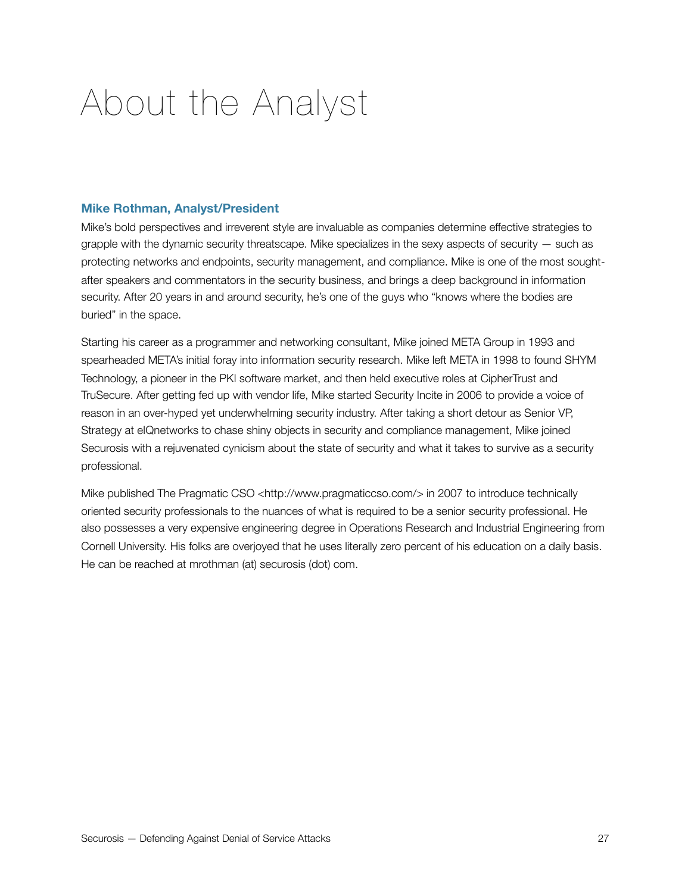# About the Analyst

### Mike Rothman, Analyst/President

Mike's bold perspectives and irreverent style are invaluable as companies determine effective strategies to grapple with the dynamic security threatscape. Mike specializes in the sexy aspects of security — such as protecting networks and endpoints, security management, and compliance. Mike is one of the most sought-after speakers and commentators in the security business, and brings a deep background in information security. After 20 years in and around security, he's one of the guys who "knows where the bodies are buried" in the space.

Starting his career as a programmer and networking consultant, Mike joined META Group in 1993 and spearheaded META's initial foray into information security research. Mike left META in 1998 to found SHYM Technology, a pioneer in the PKI software market, and then held executive roles at CipherTrust and TruSecure. After getting fed up with vendor life, Mike started Security Incite in 2006 to provide a voice of reason in an over-hyped yet underwhelming security industry. After taking a short detour as Senior VP, Strategy at eIQnetworks to chase shiny objects in security and compliance management, Mike joined Securosis with a rejuvenated cynicism about the state of security and what it takes to survive as a security professional.

Mike published The Pragmatic CSO <http://www.pragmaticcso.com/> in 2007 to introduce technically oriented security professionals to the nuances of what is required to be a senior security professional. He also possesses a very expensive engineering degree in Operations Research and Industrial Engineering from Cornell University. His folks are overjoyed that he uses literally zero percent of his education on a daily basis. He can be reached at mrothman (at) securosis (dot) com.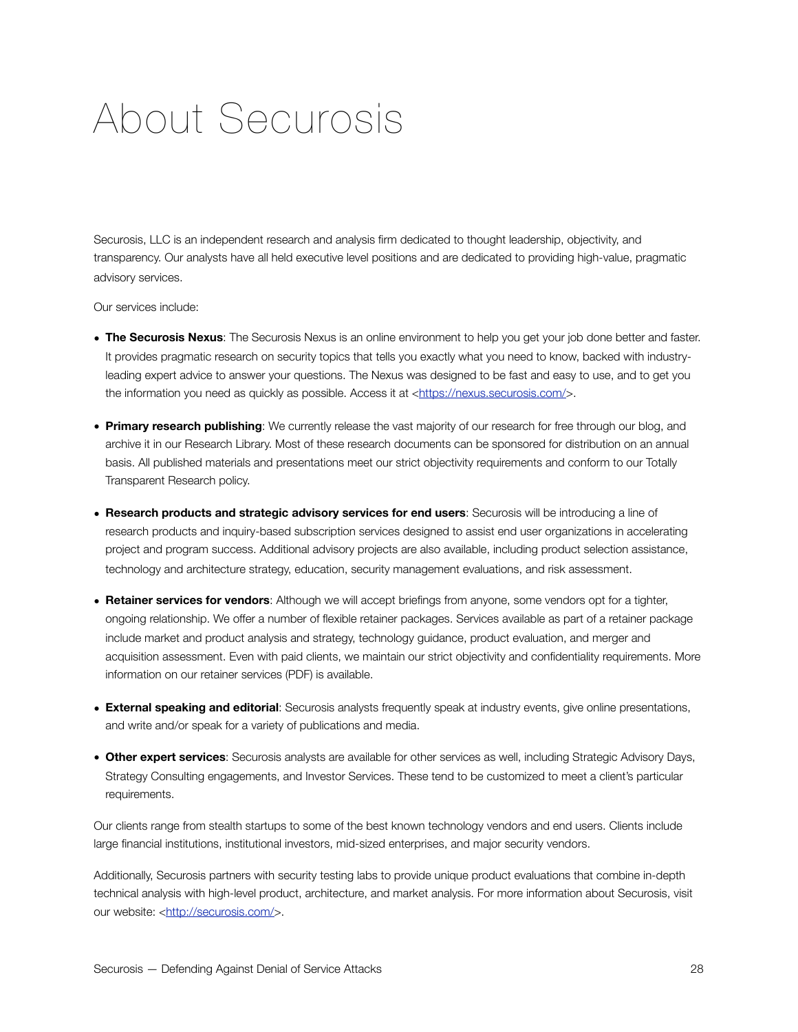# About Securosis

Securosis, LLC is an independent research and analysis firm dedicated to thought leadership, objectivity, and transparency. Our analysts have all held executive level positions and are dedicated to providing high-value, pragmatic advisory services.

Our services include:

- **The Securosis Nexus**: The Securosis Nexus is an online environment to help you get your job done better and faster. It provides pragmatic research on security topics that tells you exactly what you need to know, backed with industry-leading expert advice to answer your questions. The Nexus was designed to be fast and easy to use, and to get you the information you need as quickly as possible. Access it at <https://nexus.securosis.com/>.
- **Primary research publishing**: We currently release the vast majority of our research for free through our blog, and archive it in our Research Library. Most of these research documents can be sponsored for distribution on an annual basis. All published materials and presentations meet our strict objectivity requirements and conform to our Totally Transparent Research policy.
- **Research products and strategic advisory services for end users**: Securosis will be introducing a line of research products and inquiry-based subscription services designed to assist end user organizations in accelerating project and program success. Additional advisory projects are also available, including product selection assistance, technology and architecture strategy, education, security management evaluations, and risk assessment.
- **Retainer services for vendors**: Although we will accept briefings from anyone, some vendors opt for a tighter, ongoing relationship. We offer a number of flexible retainer packages. Services available as part of a retainer package include market and product analysis and strategy, technology guidance, product evaluation, and merger and acquisition assessment. Even with paid clients, we maintain our strict objectivity and confidentiality requirements. More information on our retainer services (PDF) is available.
- **External speaking and editorial**: Securosis analysts frequently speak at industry events, give online presentations, and write and/or speak for a variety of publications and media.
- **Other expert services**: Securosis analysts are available for other services as well, including Strategic Advisory Days, Strategy Consulting engagements, and Investor Services. These tend to be customized to meet a client's particular requirements.

Our clients range from stealth startups to some of the best known technology vendors and end users. Clients include large financial institutions, institutional investors, mid-sized enterprises, and major security vendors.

Additionally, Securosis partners with security testing labs to provide unique product evaluations that combine in-depth technical analysis with high-level product, architecture, and market analysis. For more information about Securosis, visit our website: <http://securosis.com/>.